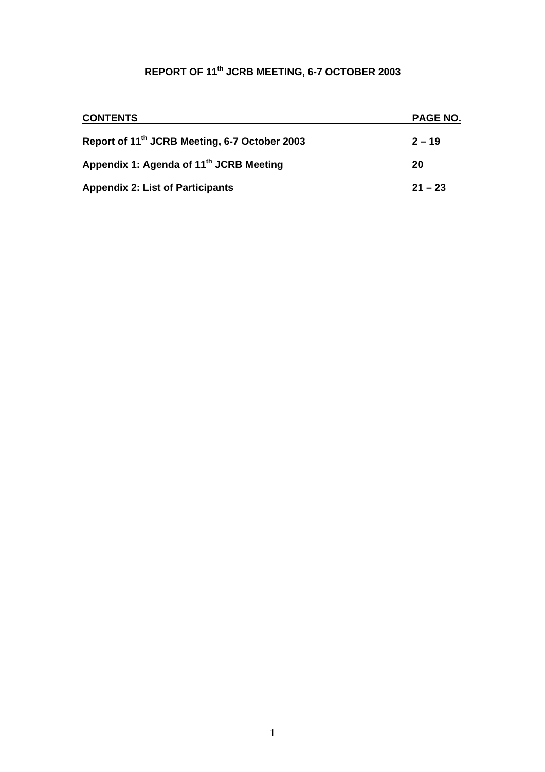# REPORT OF 11th JCRB MEETING, 6-7 OCTOBER 2003

| CONTENTS | PAGE NO. |
| --- | --- |
| **Report of 11th JCRB Meeting, 6-7 October 2003** | **2 – 19** |
| **Appendix 1: Agenda of 11th JCRB Meeting** | **20** |
| **Appendix 2: List of Participants** | **21 – 23** |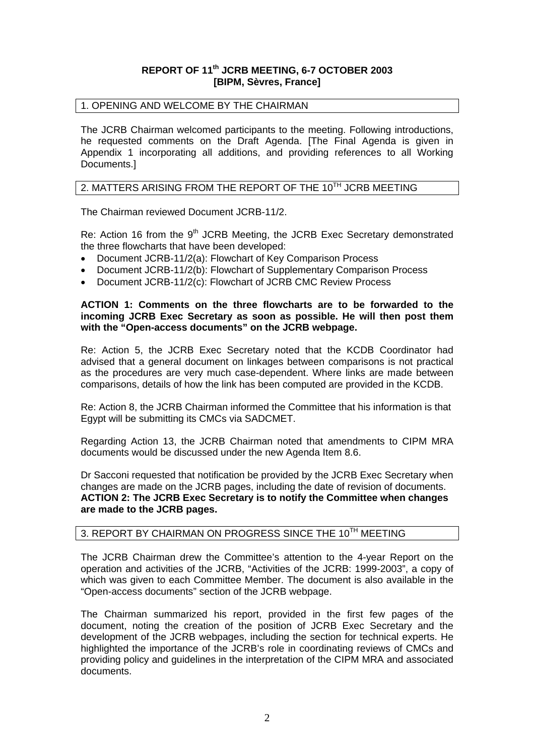## REPORT OF 11th JCRB MEETING, 6-7 OCTOBER 2003 [BIPM, Sèvres, France]

### 1. OPENING AND WELCOME BY THE CHAIRMAN

The JCRB Chairman welcomed participants to the meeting. Following introductions, he requested comments on the Draft Agenda. [The Final Agenda is given in Appendix 1 incorporating all additions, and providing references to all Working Documents.]

### 2. MATTERS ARISING FROM THE REPORT OF THE 10TH JCRB MEETING

The Chairman reviewed Document JCRB-11/2.

Re: Action 16 from the 9th JCRB Meeting, the JCRB Exec Secretary demonstrated the three flowcharts that have been developed:

- Document JCRB-11/2(a): Flowchart of Key Comparison Process
- Document JCRB-11/2(b): Flowchart of Supplementary Comparison Process
- Document JCRB-11/2(c): Flowchart of JCRB CMC Review Process

**ACTION 1: Comments on the three flowcharts are to be forwarded to the incoming JCRB Exec Secretary as soon as possible. He will then post them with the "Open-access documents" on the JCRB webpage.**

Re: Action 5, the JCRB Exec Secretary noted that the KCDB Coordinator had advised that a general document on linkages between comparisons is not practical as the procedures are very much case-dependent. Where links are made between comparisons, details of how the link has been computed are provided in the KCDB.

Re: Action 8, the JCRB Chairman informed the Committee that his information is that Egypt will be submitting its CMCs via SADCMET.

Regarding Action 13, the JCRB Chairman noted that amendments to CIPM MRA documents would be discussed under the new Agenda Item 8.6.

Dr Sacconi requested that notification be provided by the JCRB Exec Secretary when changes are made on the JCRB pages, including the date of revision of documents.
**ACTION 2: The JCRB Exec Secretary is to notify the Committee when changes are made to the JCRB pages.**

### 3. REPORT BY CHAIRMAN ON PROGRESS SINCE THE 10TH MEETING

The JCRB Chairman drew the Committee's attention to the 4-year Report on the operation and activities of the JCRB, "Activities of the JCRB: 1999-2003", a copy of which was given to each Committee Member. The document is also available in the "Open-access documents" section of the JCRB webpage.

The Chairman summarized his report, provided in the first few pages of the document, noting the creation of the position of JCRB Exec Secretary and the development of the JCRB webpages, including the section for technical experts. He highlighted the importance of the JCRB's role in coordinating reviews of CMCs and providing policy and guidelines in the interpretation of the CIPM MRA and associated documents.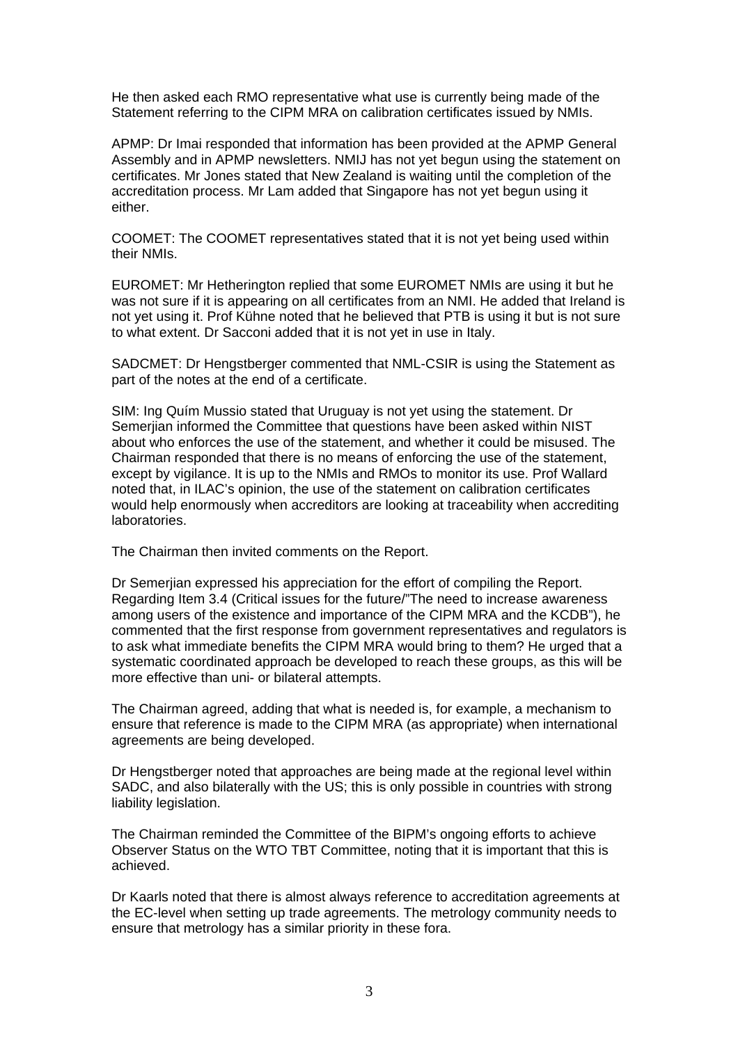He then asked each RMO representative what use is currently being made of the Statement referring to the CIPM MRA on calibration certificates issued by NMIs.

APMP: Dr Imai responded that information has been provided at the APMP General Assembly and in APMP newsletters. NMIJ has not yet begun using the statement on certificates. Mr Jones stated that New Zealand is waiting until the completion of the accreditation process. Mr Lam added that Singapore has not yet begun using it either.

COOMET: The COOMET representatives stated that it is not yet being used within their NMIs.

EUROMET: Mr Hetherington replied that some EUROMET NMIs are using it but he was not sure if it is appearing on all certificates from an NMI. He added that Ireland is not yet using it. Prof Kühne noted that he believed that PTB is using it but is not sure to what extent. Dr Sacconi added that it is not yet in use in Italy.

SADCMET: Dr Hengstberger commented that NML-CSIR is using the Statement as part of the notes at the end of a certificate.

SIM: Ing Quím Mussio stated that Uruguay is not yet using the statement. Dr Semerjian informed the Committee that questions have been asked within NIST about who enforces the use of the statement, and whether it could be misused. The Chairman responded that there is no means of enforcing the use of the statement, except by vigilance. It is up to the NMIs and RMOs to monitor its use. Prof Wallard noted that, in ILAC's opinion, the use of the statement on calibration certificates would help enormously when accreditors are looking at traceability when accrediting laboratories.

The Chairman then invited comments on the Report.

Dr Semerjian expressed his appreciation for the effort of compiling the Report. Regarding Item 3.4 (Critical issues for the future/"The need to increase awareness among users of the existence and importance of the CIPM MRA and the KCDB"), he commented that the first response from government representatives and regulators is to ask what immediate benefits the CIPM MRA would bring to them? He urged that a systematic coordinated approach be developed to reach these groups, as this will be more effective than uni- or bilateral attempts.

The Chairman agreed, adding that what is needed is, for example, a mechanism to ensure that reference is made to the CIPM MRA (as appropriate) when international agreements are being developed.

Dr Hengstberger noted that approaches are being made at the regional level within SADC, and also bilaterally with the US; this is only possible in countries with strong liability legislation.

The Chairman reminded the Committee of the BIPM's ongoing efforts to achieve Observer Status on the WTO TBT Committee, noting that it is important that this is achieved.

Dr Kaarls noted that there is almost always reference to accreditation agreements at the EC-level when setting up trade agreements. The metrology community needs to ensure that metrology has a similar priority in these fora.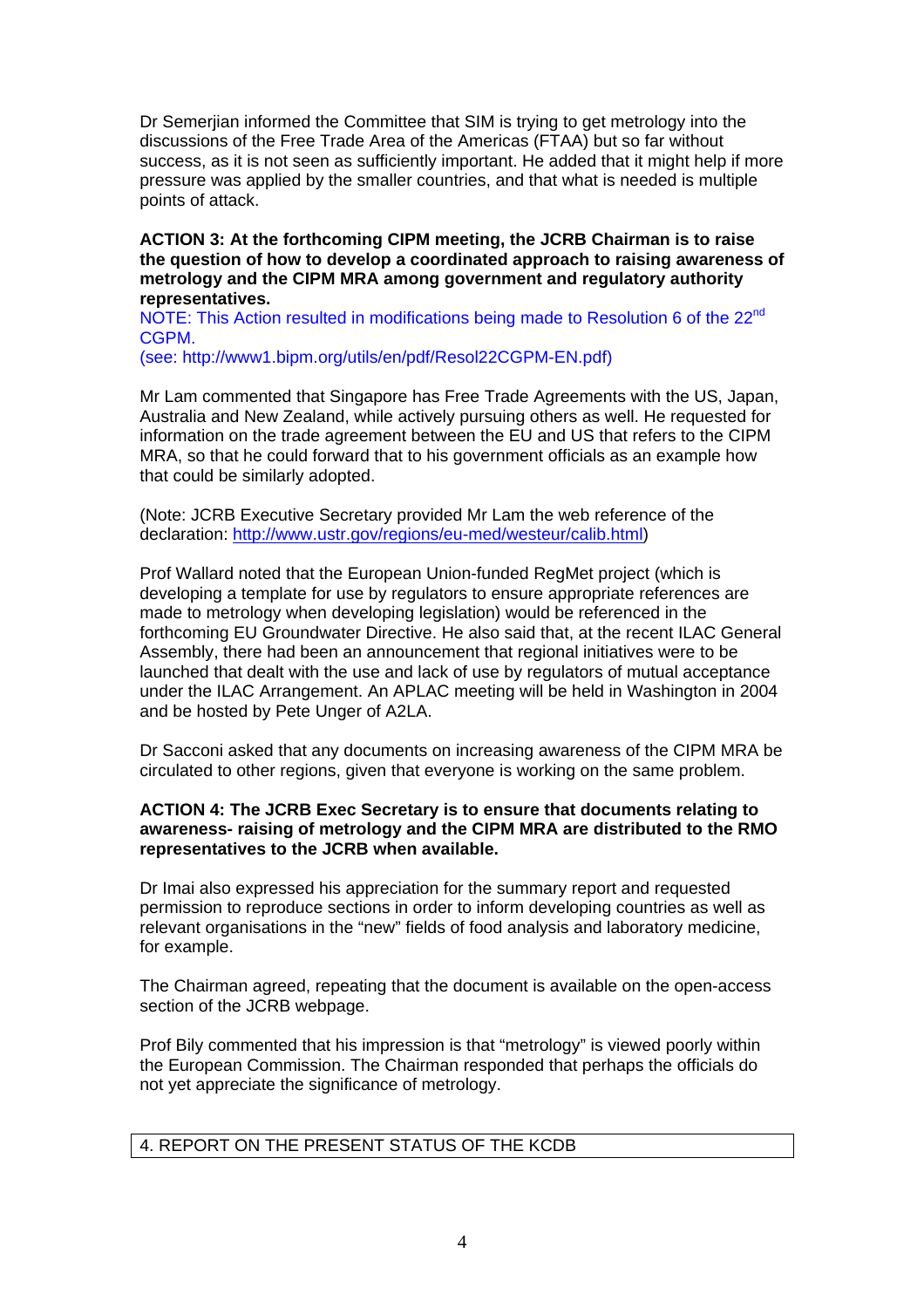Dr Semerjian informed the Committee that SIM is trying to get metrology into the discussions of the Free Trade Area of the Americas (FTAA) but so far without success, as it is not seen as sufficiently important. He added that it might help if more pressure was applied by the smaller countries, and that what is needed is multiple points of attack.

**ACTION 3: At the forthcoming CIPM meeting, the JCRB Chairman is to raise the question of how to develop a coordinated approach to raising awareness of metrology and the CIPM MRA among government and regulatory authority representatives.**

NOTE: This Action resulted in modifications being made to Resolution 6 of the 22nd CGPM.
(see: http://www1.bipm.org/utils/en/pdf/Resol22CGPM-EN.pdf)

Mr Lam commented that Singapore has Free Trade Agreements with the US, Japan, Australia and New Zealand, while actively pursuing others as well. He requested for information on the trade agreement between the EU and US that refers to the CIPM MRA, so that he could forward that to his government officials as an example how that could be similarly adopted.

(Note: JCRB Executive Secretary provided Mr Lam the web reference of the declaration: http://www.ustr.gov/regions/eu-med/westeur/calib.html)

Prof Wallard noted that the European Union-funded RegMet project (which is developing a template for use by regulators to ensure appropriate references are made to metrology when developing legislation) would be referenced in the forthcoming EU Groundwater Directive. He also said that, at the recent ILAC General Assembly, there had been an announcement that regional initiatives were to be launched that dealt with the use and lack of use by regulators of mutual acceptance under the ILAC Arrangement. An APLAC meeting will be held in Washington in 2004 and be hosted by Pete Unger of A2LA.

Dr Sacconi asked that any documents on increasing awareness of the CIPM MRA be circulated to other regions, given that everyone is working on the same problem.

**ACTION 4: The JCRB Exec Secretary is to ensure that documents relating to awareness- raising of metrology and the CIPM MRA are distributed to the RMO representatives to the JCRB when available.**

Dr Imai also expressed his appreciation for the summary report and requested permission to reproduce sections in order to inform developing countries as well as relevant organisations in the "new" fields of food analysis and laboratory medicine, for example.

The Chairman agreed, repeating that the document is available on the open-access section of the JCRB webpage.

Prof Bily commented that his impression is that "metrology" is viewed poorly within the European Commission. The Chairman responded that perhaps the officials do not yet appreciate the significance of metrology.

## 4. REPORT ON THE PRESENT STATUS OF THE KCDB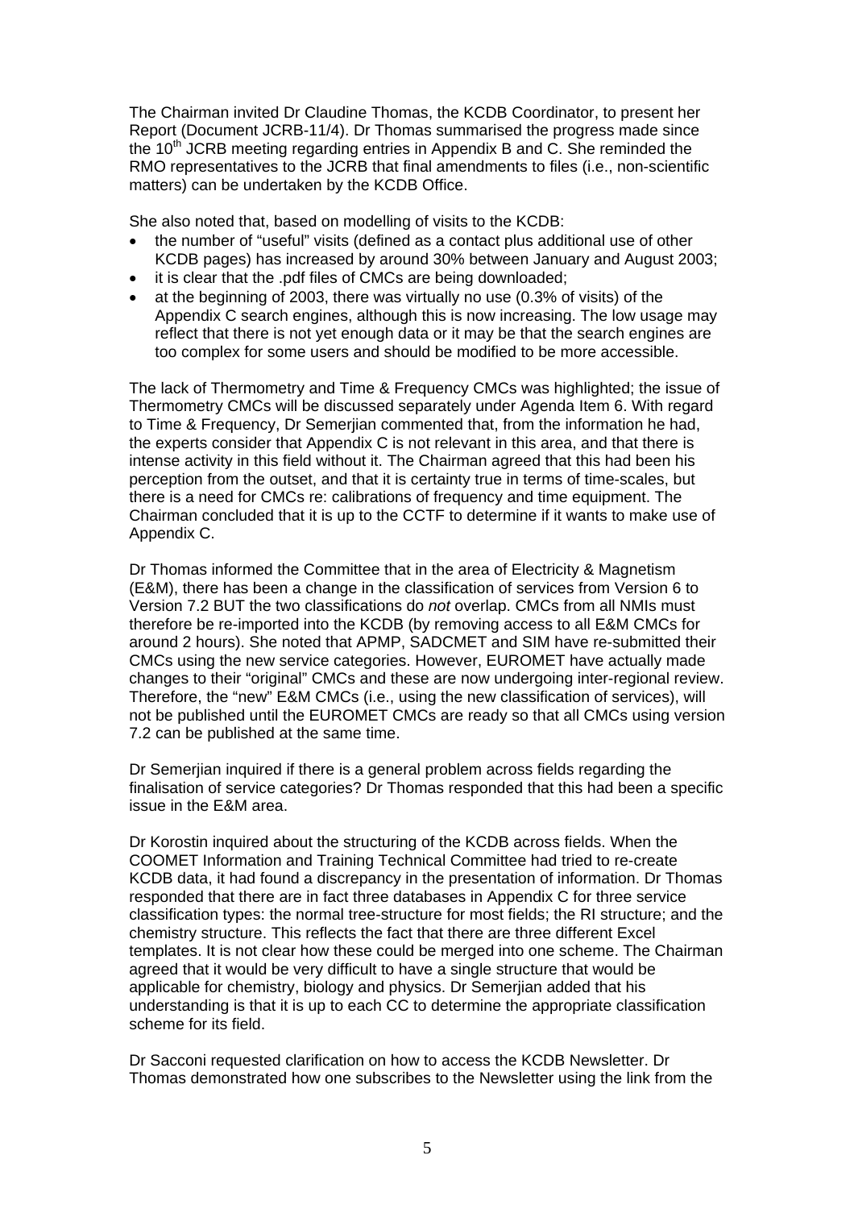The Chairman invited Dr Claudine Thomas, the KCDB Coordinator, to present her Report (Document JCRB-11/4). Dr Thomas summarised the progress made since the 10th JCRB meeting regarding entries in Appendix B and C. She reminded the RMO representatives to the JCRB that final amendments to files (i.e., non-scientific matters) can be undertaken by the KCDB Office.

She also noted that, based on modelling of visits to the KCDB:

- the number of "useful" visits (defined as a contact plus additional use of other KCDB pages) has increased by around 30% between January and August 2003;
- it is clear that the .pdf files of CMCs are being downloaded;
- at the beginning of 2003, there was virtually no use (0.3% of visits) of the Appendix C search engines, although this is now increasing. The low usage may reflect that there is not yet enough data or it may be that the search engines are too complex for some users and should be modified to be more accessible.

The lack of Thermometry and Time & Frequency CMCs was highlighted; the issue of Thermometry CMCs will be discussed separately under Agenda Item 6. With regard to Time & Frequency, Dr Semerjian commented that, from the information he had, the experts consider that Appendix C is not relevant in this area, and that there is intense activity in this field without it. The Chairman agreed that this had been his perception from the outset, and that it is certainty true in terms of time-scales, but there is a need for CMCs re: calibrations of frequency and time equipment. The Chairman concluded that it is up to the CCTF to determine if it wants to make use of Appendix C.

Dr Thomas informed the Committee that in the area of Electricity & Magnetism (E&M), there has been a change in the classification of services from Version 6 to Version 7.2 BUT the two classifications do *not* overlap. CMCs from all NMIs must therefore be re-imported into the KCDB (by removing access to all E&M CMCs for around 2 hours). She noted that APMP, SADCMET and SIM have re-submitted their CMCs using the new service categories. However, EUROMET have actually made changes to their "original" CMCs and these are now undergoing inter-regional review. Therefore, the "new" E&M CMCs (i.e., using the new classification of services), will not be published until the EUROMET CMCs are ready so that all CMCs using version 7.2 can be published at the same time.

Dr Semerjian inquired if there is a general problem across fields regarding the finalisation of service categories? Dr Thomas responded that this had been a specific issue in the E&M area.

Dr Korostin inquired about the structuring of the KCDB across fields. When the COOMET Information and Training Technical Committee had tried to re-create KCDB data, it had found a discrepancy in the presentation of information. Dr Thomas responded that there are in fact three databases in Appendix C for three service classification types: the normal tree-structure for most fields; the RI structure; and the chemistry structure. This reflects the fact that there are three different Excel templates. It is not clear how these could be merged into one scheme. The Chairman agreed that it would be very difficult to have a single structure that would be applicable for chemistry, biology and physics. Dr Semerjian added that his understanding is that it is up to each CC to determine the appropriate classification scheme for its field.

Dr Sacconi requested clarification on how to access the KCDB Newsletter. Dr Thomas demonstrated how one subscribes to the Newsletter using the link from the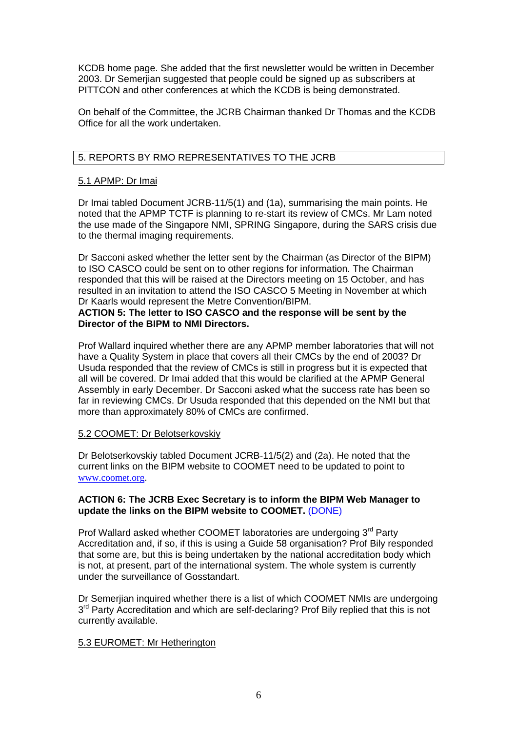KCDB home page. She added that the first newsletter would be written in December 2003. Dr Semerjian suggested that people could be signed up as subscribers at PITTCON and other conferences at which the KCDB is being demonstrated.

On behalf of the Committee, the JCRB Chairman thanked Dr Thomas and the KCDB Office for all the work undertaken.

## 5. REPORTS BY RMO REPRESENTATIVES TO THE JCRB

### 5.1 APMP: Dr Imai

Dr Imai tabled Document JCRB-11/5(1) and (1a), summarising the main points. He noted that the APMP TCTF is planning to re-start its review of CMCs. Mr Lam noted the use made of the Singapore NMI, SPRING Singapore, during the SARS crisis due to the thermal imaging requirements.

Dr Sacconi asked whether the letter sent by the Chairman (as Director of the BIPM) to ISO CASCO could be sent on to other regions for information. The Chairman responded that this will be raised at the Directors meeting on 15 October, and has resulted in an invitation to attend the ISO CASCO 5 Meeting in November at which Dr Kaarls would represent the Metre Convention/BIPM.

**ACTION 5: The letter to ISO CASCO and the response will be sent by the Director of the BIPM to NMI Directors.**

Prof Wallard inquired whether there are any APMP member laboratories that will not have a Quality System in place that covers all their CMCs by the end of 2003? Dr Usuda responded that the review of CMCs is still in progress but it is expected that all will be covered. Dr Imai added that this would be clarified at the APMP General Assembly in early December. Dr Sacconi asked what the success rate has been so far in reviewing CMCs. Dr Usuda responded that this depended on the NMI but that more than approximately 80% of CMCs are confirmed.

### 5.2 COOMET: Dr Belotserkovskiy

Dr Belotserkovskiy tabled Document JCRB-11/5(2) and (2a). He noted that the current links on the BIPM website to COOMET need to be updated to point to www.coomet.org.

**ACTION 6: The JCRB Exec Secretary is to inform the BIPM Web Manager to update the links on the BIPM website to COOMET.** (DONE)

Prof Wallard asked whether COOMET laboratories are undergoing 3rd Party Accreditation and, if so, if this is using a Guide 58 organisation? Prof Bily responded that some are, but this is being undertaken by the national accreditation body which is not, at present, part of the international system. The whole system is currently under the surveillance of Gosstandart.

Dr Semerjian inquired whether there is a list of which COOMET NMIs are undergoing 3rd Party Accreditation and which are self-declaring? Prof Bily replied that this is not currently available.

### 5.3 EUROMET: Mr Hetherington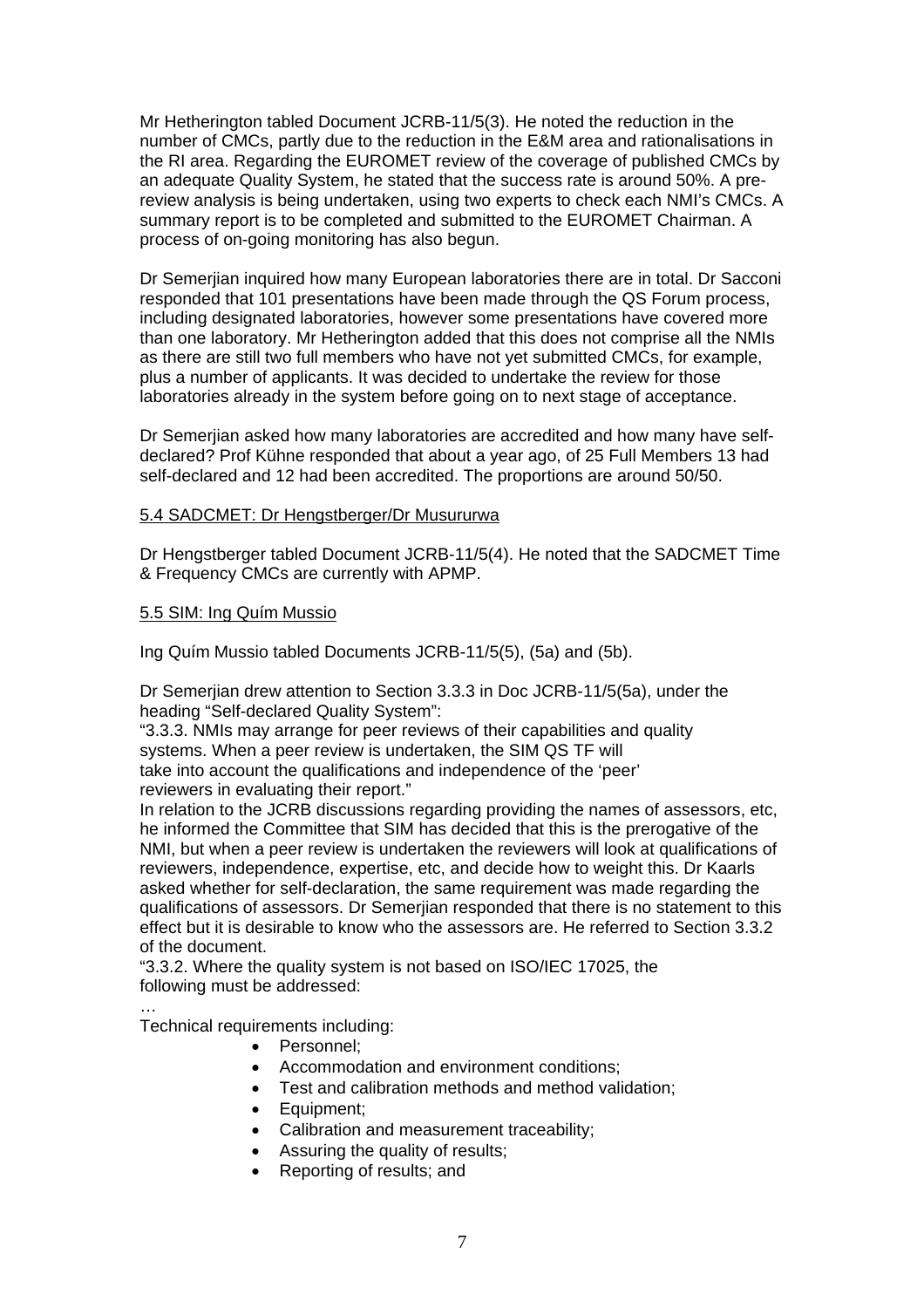Mr Hetherington tabled Document JCRB-11/5(3). He noted the reduction in the number of CMCs, partly due to the reduction in the E&M area and rationalisations in the RI area. Regarding the EUROMET review of the coverage of published CMCs by an adequate Quality System, he stated that the success rate is around 50%. A pre-review analysis is being undertaken, using two experts to check each NMI's CMCs. A summary report is to be completed and submitted to the EUROMET Chairman. A process of on-going monitoring has also begun.

Dr Semerjian inquired how many European laboratories there are in total. Dr Sacconi responded that 101 presentations have been made through the QS Forum process, including designated laboratories, however some presentations have covered more than one laboratory. Mr Hetherington added that this does not comprise all the NMIs as there are still two full members who have not yet submitted CMCs, for example, plus a number of applicants. It was decided to undertake the review for those laboratories already in the system before going on to next stage of acceptance.

Dr Semerjian asked how many laboratories are accredited and how many have self-declared? Prof Kühne responded that about a year ago, of 25 Full Members 13 had self-declared and 12 had been accredited. The proportions are around 50/50.

5.4 SADCMET: Dr Hengstberger/Dr Musururwa

Dr Hengstberger tabled Document JCRB-11/5(4). He noted that the SADCMET Time & Frequency CMCs are currently with APMP.

5.5 SIM: Ing Quím Mussio

Ing Quím Mussio tabled Documents JCRB-11/5(5), (5a) and (5b).

Dr Semerjian drew attention to Section 3.3.3 in Doc JCRB-11/5(5a), under the heading "Self-declared Quality System":
"3.3.3. NMIs may arrange for peer reviews of their capabilities and quality systems. When a peer review is undertaken, the SIM QS TF will take into account the qualifications and independence of the 'peer' reviewers in evaluating their report."
In relation to the JCRB discussions regarding providing the names of assessors, etc, he informed the Committee that SIM has decided that this is the prerogative of the NMI, but when a peer review is undertaken the reviewers will look at qualifications of reviewers, independence, expertise, etc, and decide how to weight this. Dr Kaarls asked whether for self-declaration, the same requirement was made regarding the qualifications of assessors. Dr Semerjian responded that there is no statement to this effect but it is desirable to know who the assessors are. He referred to Section 3.3.2 of the document.
"3.3.2. Where the quality system is not based on ISO/IEC 17025, the following must be addressed:
…
Technical requirements including:

- Personnel;
- Accommodation and environment conditions;
- Test and calibration methods and method validation;
- Equipment;
- Calibration and measurement traceability;
- Assuring the quality of results;
- Reporting of results; and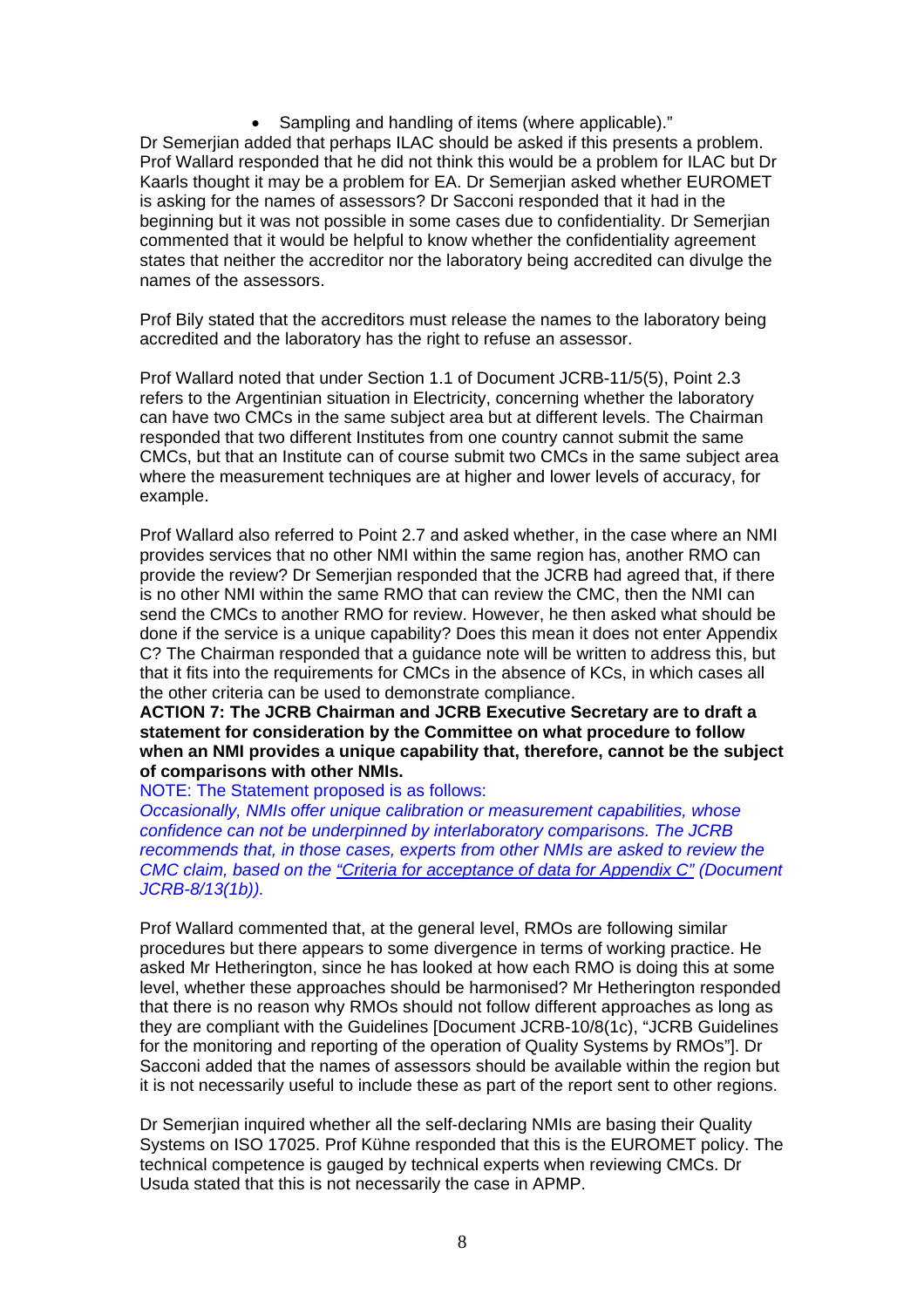- Sampling and handling of items (where applicable)."

Dr Semerjian added that perhaps ILAC should be asked if this presents a problem. Prof Wallard responded that he did not think this would be a problem for ILAC but Dr Kaarls thought it may be a problem for EA. Dr Semerjian asked whether EUROMET is asking for the names of assessors? Dr Sacconi responded that it had in the beginning but it was not possible in some cases due to confidentiality. Dr Semerjian commented that it would be helpful to know whether the confidentiality agreement states that neither the accreditor nor the laboratory being accredited can divulge the names of the assessors.

Prof Bily stated that the accreditors must release the names to the laboratory being accredited and the laboratory has the right to refuse an assessor.

Prof Wallard noted that under Section 1.1 of Document JCRB-11/5(5), Point 2.3 refers to the Argentinian situation in Electricity, concerning whether the laboratory can have two CMCs in the same subject area but at different levels. The Chairman responded that two different Institutes from one country cannot submit the same CMCs, but that an Institute can of course submit two CMCs in the same subject area where the measurement techniques are at higher and lower levels of accuracy, for example.

Prof Wallard also referred to Point 2.7 and asked whether, in the case where an NMI provides services that no other NMI within the same region has, another RMO can provide the review? Dr Semerjian responded that the JCRB had agreed that, if there is no other NMI within the same RMO that can review the CMC, then the NMI can send the CMCs to another RMO for review. However, he then asked what should be done if the service is a unique capability? Does this mean it does not enter Appendix C? The Chairman responded that a guidance note will be written to address this, but that it fits into the requirements for CMCs in the absence of KCs, in which cases all the other criteria can be used to demonstrate compliance.

**ACTION 7: The JCRB Chairman and JCRB Executive Secretary are to draft a statement for consideration by the Committee on what procedure to follow when an NMI provides a unique capability that, therefore, cannot be the subject of comparisons with other NMIs.**

NOTE: The Statement proposed is as follows:

*Occasionally, NMIs offer unique calibration or measurement capabilities, whose confidence can not be underpinned by interlaboratory comparisons. The JCRB recommends that, in those cases, experts from other NMIs are asked to review the CMC claim, based on the "Criteria for acceptance of data for Appendix C" (Document JCRB-8/13(1b)).*

Prof Wallard commented that, at the general level, RMOs are following similar procedures but there appears to some divergence in terms of working practice. He asked Mr Hetherington, since he has looked at how each RMO is doing this at some level, whether these approaches should be harmonised? Mr Hetherington responded that there is no reason why RMOs should not follow different approaches as long as they are compliant with the Guidelines [Document JCRB-10/8(1c), "JCRB Guidelines for the monitoring and reporting of the operation of Quality Systems by RMOs"]. Dr Sacconi added that the names of assessors should be available within the region but it is not necessarily useful to include these as part of the report sent to other regions.

Dr Semerjian inquired whether all the self-declaring NMIs are basing their Quality Systems on ISO 17025. Prof Kühne responded that this is the EUROMET policy. The technical competence is gauged by technical experts when reviewing CMCs. Dr Usuda stated that this is not necessarily the case in APMP.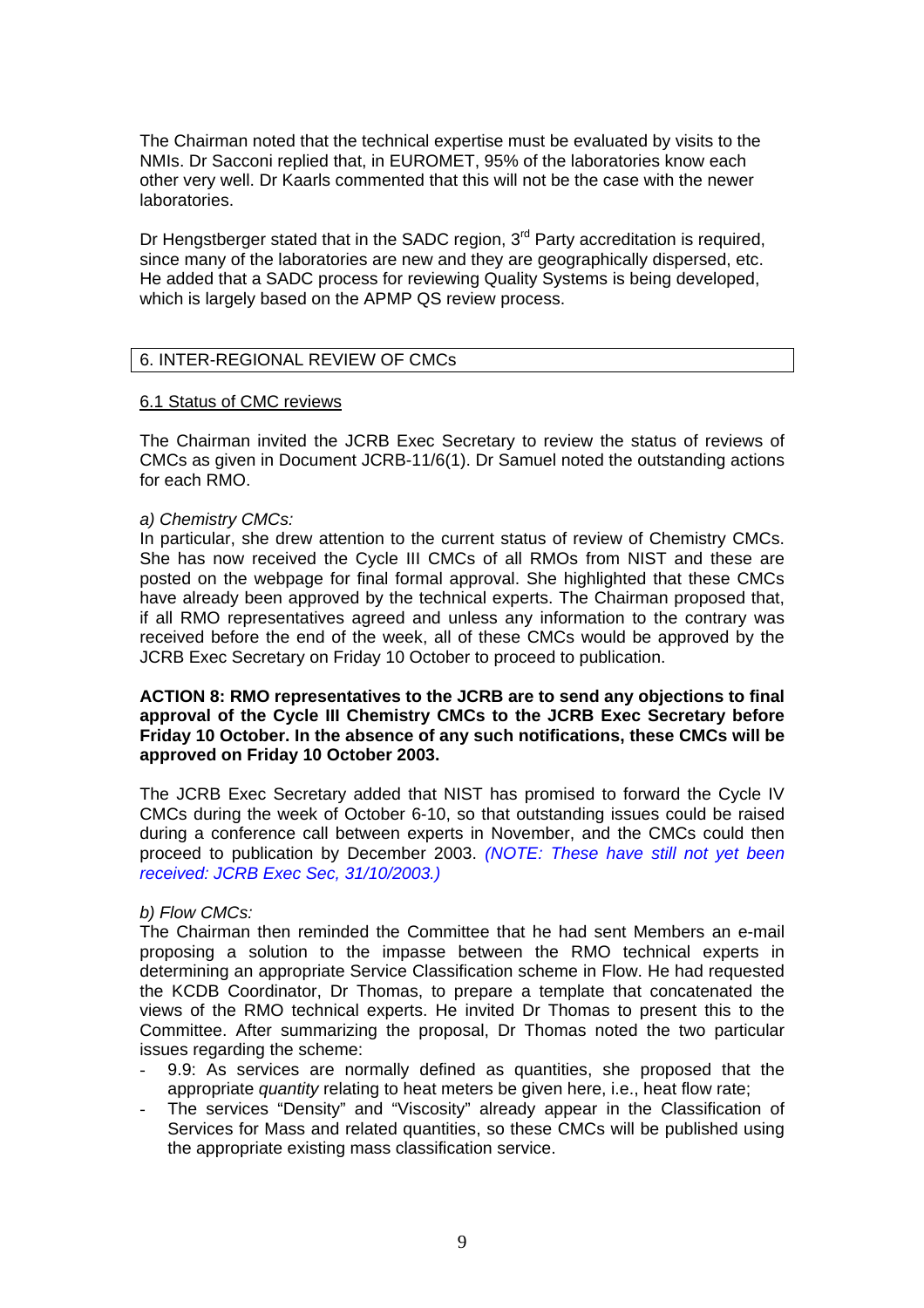The Chairman noted that the technical expertise must be evaluated by visits to the NMIs. Dr Sacconi replied that, in EUROMET, 95% of the laboratories know each other very well. Dr Kaarls commented that this will not be the case with the newer laboratories.

Dr Hengstberger stated that in the SADC region, 3rd Party accreditation is required, since many of the laboratories are new and they are geographically dispersed, etc. He added that a SADC process for reviewing Quality Systems is being developed, which is largely based on the APMP QS review process.

## 6. INTER-REGIONAL REVIEW OF CMCs

### 6.1 Status of CMC reviews

The Chairman invited the JCRB Exec Secretary to review the status of reviews of CMCs as given in Document JCRB-11/6(1). Dr Samuel noted the outstanding actions for each RMO.

*a) Chemistry CMCs:*

In particular, she drew attention to the current status of review of Chemistry CMCs. She has now received the Cycle III CMCs of all RMOs from NIST and these are posted on the webpage for final formal approval. She highlighted that these CMCs have already been approved by the technical experts. The Chairman proposed that, if all RMO representatives agreed and unless any information to the contrary was received before the end of the week, all of these CMCs would be approved by the JCRB Exec Secretary on Friday 10 October to proceed to publication.

**ACTION 8: RMO representatives to the JCRB are to send any objections to final approval of the Cycle III Chemistry CMCs to the JCRB Exec Secretary before Friday 10 October. In the absence of any such notifications, these CMCs will be approved on Friday 10 October 2003.**

The JCRB Exec Secretary added that NIST has promised to forward the Cycle IV CMCs during the week of October 6-10, so that outstanding issues could be raised during a conference call between experts in November, and the CMCs could then proceed to publication by December 2003. *(NOTE: These have still not yet been received: JCRB Exec Sec, 31/10/2003.)*

*b) Flow CMCs:*

The Chairman then reminded the Committee that he had sent Members an e-mail proposing a solution to the impasse between the RMO technical experts in determining an appropriate Service Classification scheme in Flow. He had requested the KCDB Coordinator, Dr Thomas, to prepare a template that concatenated the views of the RMO technical experts. He invited Dr Thomas to present this to the Committee. After summarizing the proposal, Dr Thomas noted the two particular issues regarding the scheme:

- 9.9: As services are normally defined as quantities, she proposed that the appropriate *quantity* relating to heat meters be given here, i.e., heat flow rate;
- The services "Density" and "Viscosity" already appear in the Classification of Services for Mass and related quantities, so these CMCs will be published using the appropriate existing mass classification service.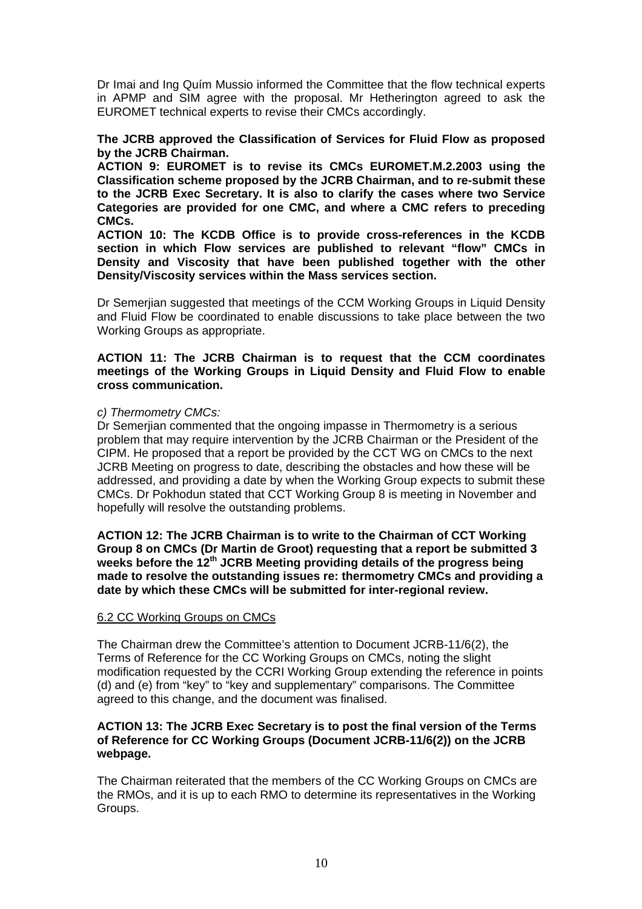Dr Imai and Ing Quím Mussio informed the Committee that the flow technical experts in APMP and SIM agree with the proposal. Mr Hetherington agreed to ask the EUROMET technical experts to revise their CMCs accordingly.

**The JCRB approved the Classification of Services for Fluid Flow as proposed by the JCRB Chairman.**

**ACTION 9: EUROMET is to revise its CMCs EUROMET.M.2.2003 using the Classification scheme proposed by the JCRB Chairman, and to re-submit these to the JCRB Exec Secretary. It is also to clarify the cases where two Service Categories are provided for one CMC, and where a CMC refers to preceding CMCs.**

**ACTION 10: The KCDB Office is to provide cross-references in the KCDB section in which Flow services are published to relevant "flow" CMCs in Density and Viscosity that have been published together with the other Density/Viscosity services within the Mass services section.**

Dr Semerjian suggested that meetings of the CCM Working Groups in Liquid Density and Fluid Flow be coordinated to enable discussions to take place between the two Working Groups as appropriate.

**ACTION 11: The JCRB Chairman is to request that the CCM coordinates meetings of the Working Groups in Liquid Density and Fluid Flow to enable cross communication.**

*c) Thermometry CMCs:*

Dr Semerjian commented that the ongoing impasse in Thermometry is a serious problem that may require intervention by the JCRB Chairman or the President of the CIPM. He proposed that a report be provided by the CCT WG on CMCs to the next JCRB Meeting on progress to date, describing the obstacles and how these will be addressed, and providing a date by when the Working Group expects to submit these CMCs. Dr Pokhodun stated that CCT Working Group 8 is meeting in November and hopefully will resolve the outstanding problems.

**ACTION 12: The JCRB Chairman is to write to the Chairman of CCT Working Group 8 on CMCs (Dr Martin de Groot) requesting that a report be submitted 3 weeks before the 12th JCRB Meeting providing details of the progress being made to resolve the outstanding issues re: thermometry CMCs and providing a date by which these CMCs will be submitted for inter-regional review.**

6.2 CC Working Groups on CMCs

The Chairman drew the Committee's attention to Document JCRB-11/6(2), the Terms of Reference for the CC Working Groups on CMCs, noting the slight modification requested by the CCRI Working Group extending the reference in points (d) and (e) from "key" to "key and supplementary" comparisons. The Committee agreed to this change, and the document was finalised.

**ACTION 13: The JCRB Exec Secretary is to post the final version of the Terms of Reference for CC Working Groups (Document JCRB-11/6(2)) on the JCRB webpage.**

The Chairman reiterated that the members of the CC Working Groups on CMCs are the RMOs, and it is up to each RMO to determine its representatives in the Working Groups.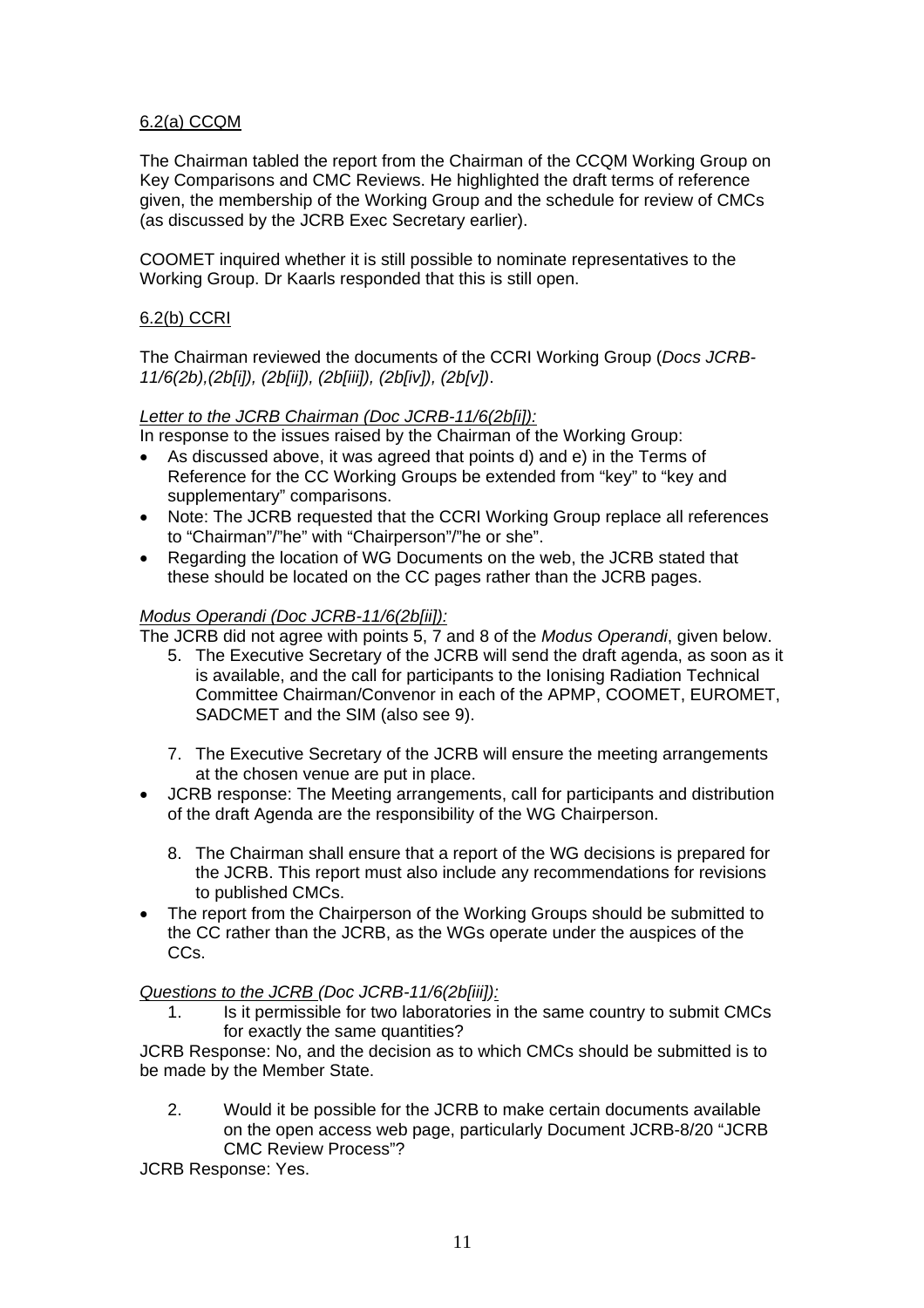6.2(a) CCQM

The Chairman tabled the report from the Chairman of the CCQM Working Group on Key Comparisons and CMC Reviews. He highlighted the draft terms of reference given, the membership of the Working Group and the schedule for review of CMCs (as discussed by the JCRB Exec Secretary earlier).

COOMET inquired whether it is still possible to nominate representatives to the Working Group. Dr Kaarls responded that this is still open.

6.2(b) CCRI

The Chairman reviewed the documents of the CCRI Working Group (*Docs JCRB-11/6(2b),(2b[i]), (2b[ii]), (2b[iii]), (2b[iv]), (2b[v])*.

*Letter to the JCRB Chairman (Doc JCRB-11/6(2b[i]):*

In response to the issues raised by the Chairman of the Working Group:

- As discussed above, it was agreed that points d) and e) in the Terms of Reference for the CC Working Groups be extended from "key" to "key and supplementary" comparisons.
- Note: The JCRB requested that the CCRI Working Group replace all references to "Chairman"/"he" with "Chairperson"/"he or she".
- Regarding the location of WG Documents on the web, the JCRB stated that these should be located on the CC pages rather than the JCRB pages.

*Modus Operandi (Doc JCRB-11/6(2b[ii]):*

The JCRB did not agree with points 5, 7 and 8 of the *Modus Operandi*, given below.

5. The Executive Secretary of the JCRB will send the draft agenda, as soon as it is available, and the call for participants to the Ionising Radiation Technical Committee Chairman/Convenor in each of the APMP, COOMET, EUROMET, SADCMET and the SIM (also see 9).

7. The Executive Secretary of the JCRB will ensure the meeting arrangements at the chosen venue are put in place.

- JCRB response: The Meeting arrangements, call for participants and distribution of the draft Agenda are the responsibility of the WG Chairperson.

8. The Chairman shall ensure that a report of the WG decisions is prepared for the JCRB. This report must also include any recommendations for revisions to published CMCs.

- The report from the Chairperson of the Working Groups should be submitted to the CC rather than the JCRB, as the WGs operate under the auspices of the CCs.

*Questions to the JCRB (Doc JCRB-11/6(2b[iii]):*

1. Is it permissible for two laboratories in the same country to submit CMCs for exactly the same quantities?

JCRB Response: No, and the decision as to which CMCs should be submitted is to be made by the Member State.

2. Would it be possible for the JCRB to make certain documents available on the open access web page, particularly Document JCRB-8/20 "JCRB CMC Review Process"?

JCRB Response: Yes.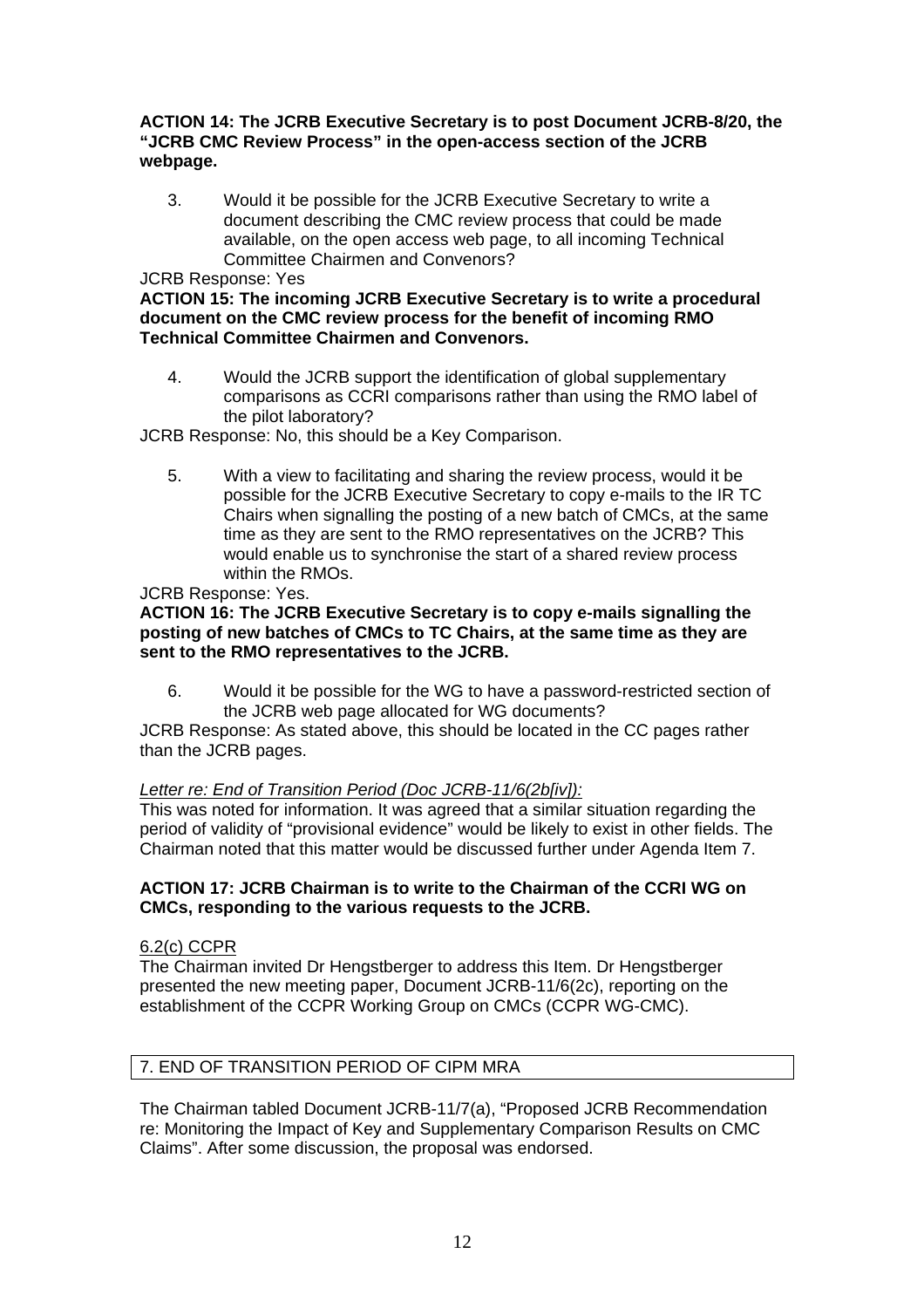**ACTION 14: The JCRB Executive Secretary is to post Document JCRB-8/20, the "JCRB CMC Review Process" in the open-access section of the JCRB webpage.**

3. Would it be possible for the JCRB Executive Secretary to write a document describing the CMC review process that could be made available, on the open access web page, to all incoming Technical Committee Chairmen and Convenors?

JCRB Response: Yes

**ACTION 15: The incoming JCRB Executive Secretary is to write a procedural document on the CMC review process for the benefit of incoming RMO Technical Committee Chairmen and Convenors.**

4. Would the JCRB support the identification of global supplementary comparisons as CCRI comparisons rather than using the RMO label of the pilot laboratory?

JCRB Response: No, this should be a Key Comparison.

5. With a view to facilitating and sharing the review process, would it be possible for the JCRB Executive Secretary to copy e-mails to the IR TC Chairs when signalling the posting of a new batch of CMCs, at the same time as they are sent to the RMO representatives on the JCRB? This would enable us to synchronise the start of a shared review process within the RMOs.

JCRB Response: Yes.

**ACTION 16: The JCRB Executive Secretary is to copy e-mails signalling the posting of new batches of CMCs to TC Chairs, at the same time as they are sent to the RMO representatives to the JCRB.**

6. Would it be possible for the WG to have a password-restricted section of the JCRB web page allocated for WG documents?

JCRB Response: As stated above, this should be located in the CC pages rather than the JCRB pages.

*Letter re: End of Transition Period (Doc JCRB-11/6(2b[iv]):*

This was noted for information. It was agreed that a similar situation regarding the period of validity of "provisional evidence" would be likely to exist in other fields. The Chairman noted that this matter would be discussed further under Agenda Item 7.

**ACTION 17: JCRB Chairman is to write to the Chairman of the CCRI WG on CMCs, responding to the various requests to the JCRB.**

6.2(c) CCPR

The Chairman invited Dr Hengstberger to address this Item. Dr Hengstberger presented the new meeting paper, Document JCRB-11/6(2c), reporting on the establishment of the CCPR Working Group on CMCs (CCPR WG-CMC).

## 7. END OF TRANSITION PERIOD OF CIPM MRA

The Chairman tabled Document JCRB-11/7(a), "Proposed JCRB Recommendation re: Monitoring the Impact of Key and Supplementary Comparison Results on CMC Claims". After some discussion, the proposal was endorsed.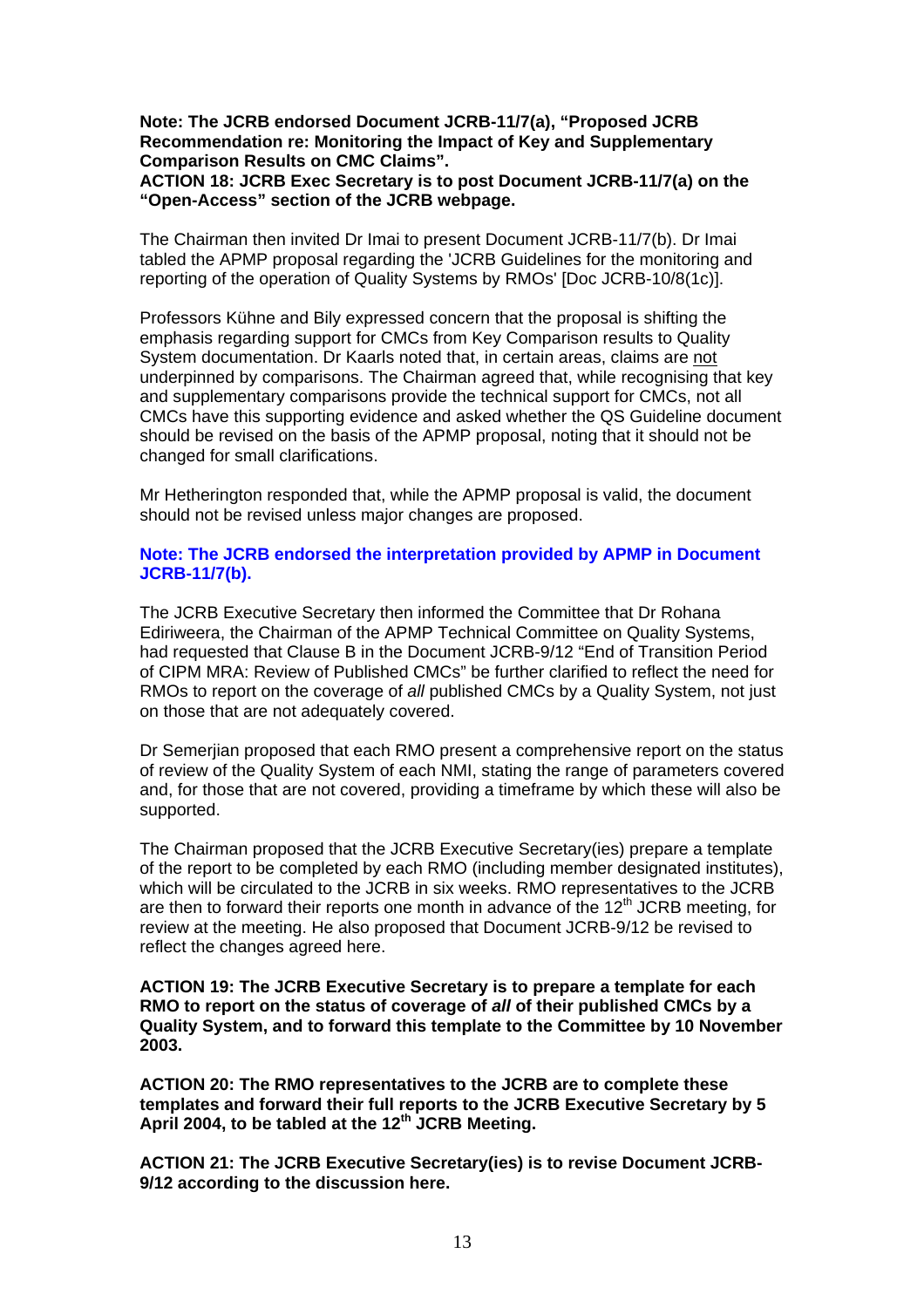**Note: The JCRB endorsed Document JCRB-11/7(a), "Proposed JCRB Recommendation re: Monitoring the Impact of Key and Supplementary Comparison Results on CMC Claims".**
**ACTION 18: JCRB Exec Secretary is to post Document JCRB-11/7(a) on the "Open-Access" section of the JCRB webpage.**

The Chairman then invited Dr Imai to present Document JCRB-11/7(b). Dr Imai tabled the APMP proposal regarding the 'JCRB Guidelines for the monitoring and reporting of the operation of Quality Systems by RMOs' [Doc JCRB-10/8(1c)].

Professors Kühne and Bily expressed concern that the proposal is shifting the emphasis regarding support for CMCs from Key Comparison results to Quality System documentation. Dr Kaarls noted that, in certain areas, claims are not underpinned by comparisons. The Chairman agreed that, while recognising that key and supplementary comparisons provide the technical support for CMCs, not all CMCs have this supporting evidence and asked whether the QS Guideline document should be revised on the basis of the APMP proposal, noting that it should not be changed for small clarifications.

Mr Hetherington responded that, while the APMP proposal is valid, the document should not be revised unless major changes are proposed.

**Note: The JCRB endorsed the interpretation provided by APMP in Document JCRB-11/7(b).**

The JCRB Executive Secretary then informed the Committee that Dr Rohana Ediriweera, the Chairman of the APMP Technical Committee on Quality Systems, had requested that Clause B in the Document JCRB-9/12 "End of Transition Period of CIPM MRA: Review of Published CMCs" be further clarified to reflect the need for RMOs to report on the coverage of *all* published CMCs by a Quality System, not just on those that are not adequately covered.

Dr Semerjian proposed that each RMO present a comprehensive report on the status of review of the Quality System of each NMI, stating the range of parameters covered and, for those that are not covered, providing a timeframe by which these will also be supported.

The Chairman proposed that the JCRB Executive Secretary(ies) prepare a template of the report to be completed by each RMO (including member designated institutes), which will be circulated to the JCRB in six weeks. RMO representatives to the JCRB are then to forward their reports one month in advance of the 12th JCRB meeting, for review at the meeting. He also proposed that Document JCRB-9/12 be revised to reflect the changes agreed here.

**ACTION 19: The JCRB Executive Secretary is to prepare a template for each RMO to report on the status of coverage of *all* of their published CMCs by a Quality System, and to forward this template to the Committee by 10 November 2003.**

**ACTION 20: The RMO representatives to the JCRB are to complete these templates and forward their full reports to the JCRB Executive Secretary by 5 April 2004, to be tabled at the 12th JCRB Meeting.**

**ACTION 21: The JCRB Executive Secretary(ies) is to revise Document JCRB-9/12 according to the discussion here.**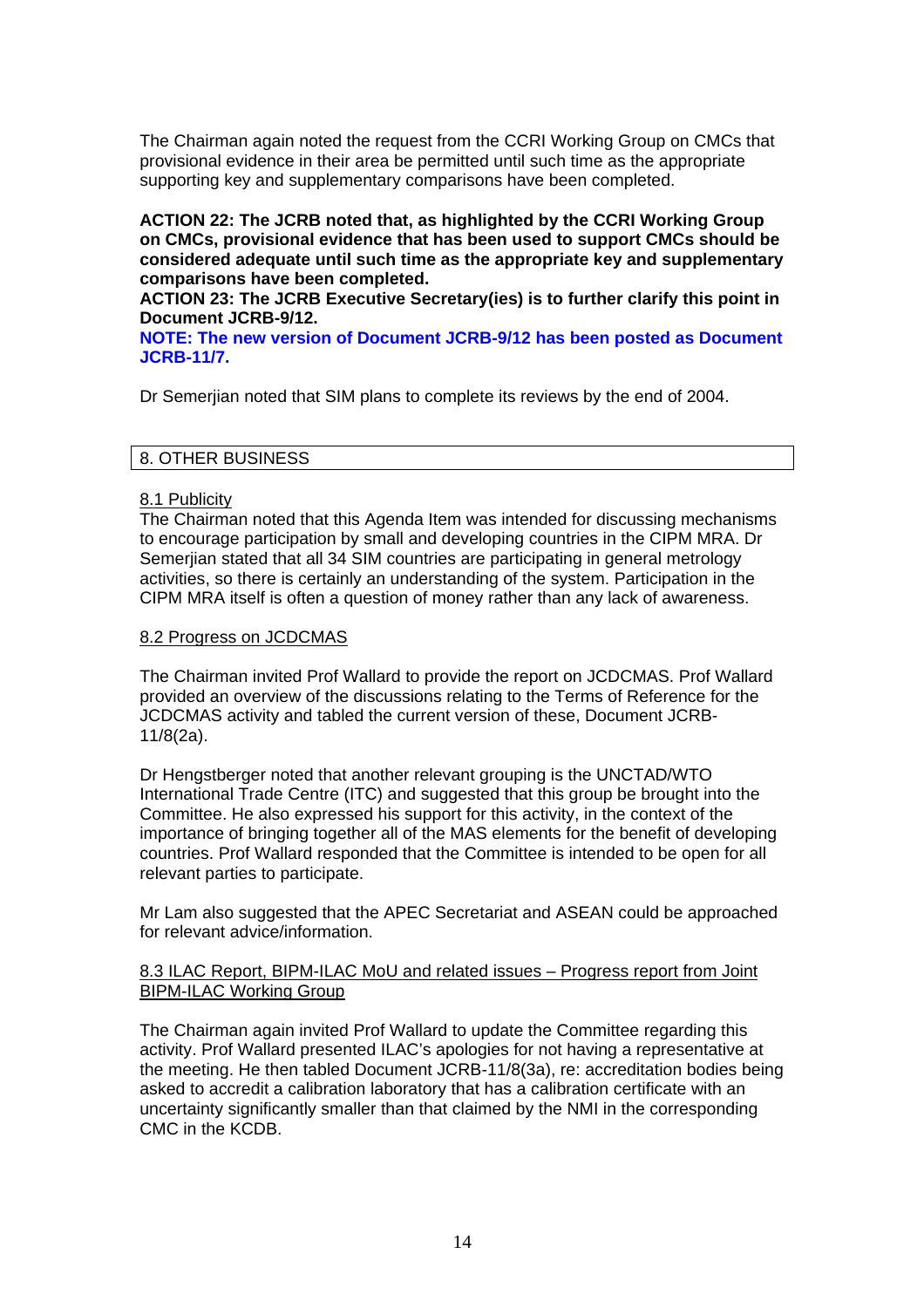The Chairman again noted the request from the CCRI Working Group on CMCs that provisional evidence in their area be permitted until such time as the appropriate supporting key and supplementary comparisons have been completed.

**ACTION 22: The JCRB noted that, as highlighted by the CCRI Working Group on CMCs, provisional evidence that has been used to support CMCs should be considered adequate until such time as the appropriate key and supplementary comparisons have been completed.**
**ACTION 23: The JCRB Executive Secretary(ies) is to further clarify this point in Document JCRB-9/12.**
**NOTE: The new version of Document JCRB-9/12 has been posted as Document JCRB-11/7.**

Dr Semerjian noted that SIM plans to complete its reviews by the end of 2004.

## 8. OTHER BUSINESS

### 8.1 Publicity

The Chairman noted that this Agenda Item was intended for discussing mechanisms to encourage participation by small and developing countries in the CIPM MRA. Dr Semerjian stated that all 34 SIM countries are participating in general metrology activities, so there is certainly an understanding of the system. Participation in the CIPM MRA itself is often a question of money rather than any lack of awareness.

### 8.2 Progress on JCDCMAS

The Chairman invited Prof Wallard to provide the report on JCDCMAS. Prof Wallard provided an overview of the discussions relating to the Terms of Reference for the JCDCMAS activity and tabled the current version of these, Document JCRB-11/8(2a).

Dr Hengstberger noted that another relevant grouping is the UNCTAD/WTO International Trade Centre (ITC) and suggested that this group be brought into the Committee. He also expressed his support for this activity, in the context of the importance of bringing together all of the MAS elements for the benefit of developing countries. Prof Wallard responded that the Committee is intended to be open for all relevant parties to participate.

Mr Lam also suggested that the APEC Secretariat and ASEAN could be approached for relevant advice/information.

### 8.3 ILAC Report, BIPM-ILAC MoU and related issues – Progress report from Joint BIPM-ILAC Working Group

The Chairman again invited Prof Wallard to update the Committee regarding this activity. Prof Wallard presented ILAC's apologies for not having a representative at the meeting. He then tabled Document JCRB-11/8(3a), re: accreditation bodies being asked to accredit a calibration laboratory that has a calibration certificate with an uncertainty significantly smaller than that claimed by the NMI in the corresponding CMC in the KCDB.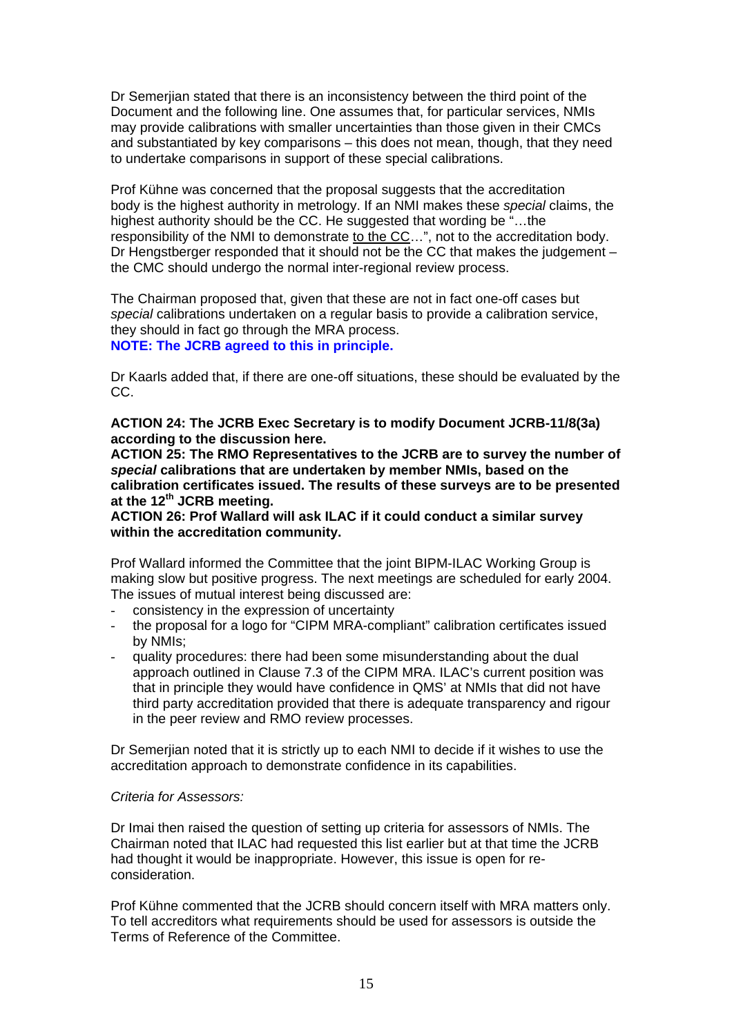Dr Semerjian stated that there is an inconsistency between the third point of the Document and the following line. One assumes that, for particular services, NMIs may provide calibrations with smaller uncertainties than those given in their CMCs and substantiated by key comparisons – this does not mean, though, that they need to undertake comparisons in support of these special calibrations.

Prof Kühne was concerned that the proposal suggests that the accreditation body is the highest authority in metrology. If an NMI makes these *special* claims, the highest authority should be the CC. He suggested that wording be "…the responsibility of the NMI to demonstrate to the CC…", not to the accreditation body. Dr Hengstberger responded that it should not be the CC that makes the judgement – the CMC should undergo the normal inter-regional review process.

The Chairman proposed that, given that these are not in fact one-off cases but *special* calibrations undertaken on a regular basis to provide a calibration service, they should in fact go through the MRA process.
**NOTE: The JCRB agreed to this in principle.**

Dr Kaarls added that, if there are one-off situations, these should be evaluated by the CC.

**ACTION 24: The JCRB Exec Secretary is to modify Document JCRB-11/8(3a) according to the discussion here.**
**ACTION 25: The RMO Representatives to the JCRB are to survey the number of *special* calibrations that are undertaken by member NMIs, based on the calibration certificates issued. The results of these surveys are to be presented at the 12th JCRB meeting.**
**ACTION 26: Prof Wallard will ask ILAC if it could conduct a similar survey within the accreditation community.**

Prof Wallard informed the Committee that the joint BIPM-ILAC Working Group is making slow but positive progress. The next meetings are scheduled for early 2004. The issues of mutual interest being discussed are:

- consistency in the expression of uncertainty
- the proposal for a logo for "CIPM MRA-compliant" calibration certificates issued by NMIs;
- quality procedures: there had been some misunderstanding about the dual approach outlined in Clause 7.3 of the CIPM MRA. ILAC's current position was that in principle they would have confidence in QMS' at NMIs that did not have third party accreditation provided that there is adequate transparency and rigour in the peer review and RMO review processes.

Dr Semerjian noted that it is strictly up to each NMI to decide if it wishes to use the accreditation approach to demonstrate confidence in its capabilities.

*Criteria for Assessors:*

Dr Imai then raised the question of setting up criteria for assessors of NMIs. The Chairman noted that ILAC had requested this list earlier but at that time the JCRB had thought it would be inappropriate. However, this issue is open for re-consideration.

Prof Kühne commented that the JCRB should concern itself with MRA matters only. To tell accreditors what requirements should be used for assessors is outside the Terms of Reference of the Committee.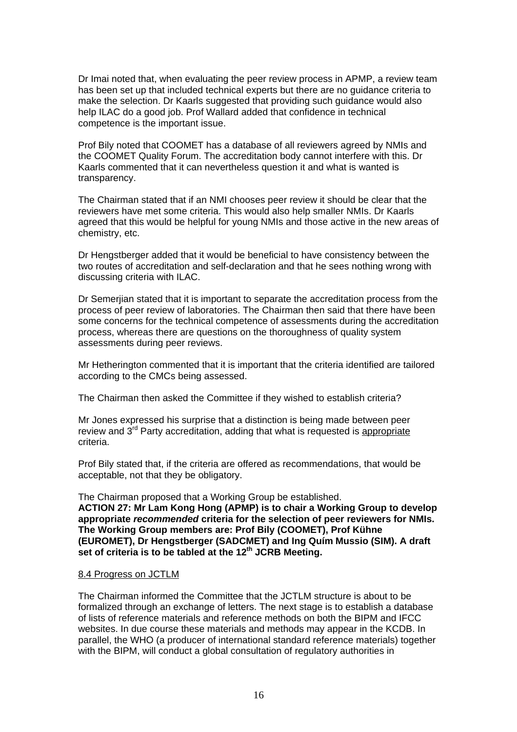Dr Imai noted that, when evaluating the peer review process in APMP, a review team has been set up that included technical experts but there are no guidance criteria to make the selection. Dr Kaarls suggested that providing such guidance would also help ILAC do a good job. Prof Wallard added that confidence in technical competence is the important issue.

Prof Bily noted that COOMET has a database of all reviewers agreed by NMIs and the COOMET Quality Forum. The accreditation body cannot interfere with this. Dr Kaarls commented that it can nevertheless question it and what is wanted is transparency.

The Chairman stated that if an NMI chooses peer review it should be clear that the reviewers have met some criteria. This would also help smaller NMIs. Dr Kaarls agreed that this would be helpful for young NMIs and those active in the new areas of chemistry, etc.

Dr Hengstberger added that it would be beneficial to have consistency between the two routes of accreditation and self-declaration and that he sees nothing wrong with discussing criteria with ILAC.

Dr Semerjian stated that it is important to separate the accreditation process from the process of peer review of laboratories. The Chairman then said that there have been some concerns for the technical competence of assessments during the accreditation process, whereas there are questions on the thoroughness of quality system assessments during peer reviews.

Mr Hetherington commented that it is important that the criteria identified are tailored according to the CMCs being assessed.

The Chairman then asked the Committee if they wished to establish criteria?

Mr Jones expressed his surprise that a distinction is being made between peer review and 3rd Party accreditation, adding that what is requested is <u>appropriate</u> criteria.

Prof Bily stated that, if the criteria are offered as recommendations, that would be acceptable, not that they be obligatory.

The Chairman proposed that a Working Group be established.
**ACTION 27: Mr Lam Kong Hong (APMP) is to chair a Working Group to develop appropriate *recommended* criteria for the selection of peer reviewers for NMIs. The Working Group members are: Prof Bily (COOMET), Prof Kühne (EUROMET), Dr Hengstberger (SADCMET) and Ing Quím Mussio (SIM). A draft set of criteria is to be tabled at the 12th JCRB Meeting.**

<u>8.4 Progress on JCTLM</u>

The Chairman informed the Committee that the JCTLM structure is about to be formalized through an exchange of letters. The next stage is to establish a database of lists of reference materials and reference methods on both the BIPM and IFCC websites. In due course these materials and methods may appear in the KCDB. In parallel, the WHO (a producer of international standard reference materials) together with the BIPM, will conduct a global consultation of regulatory authorities in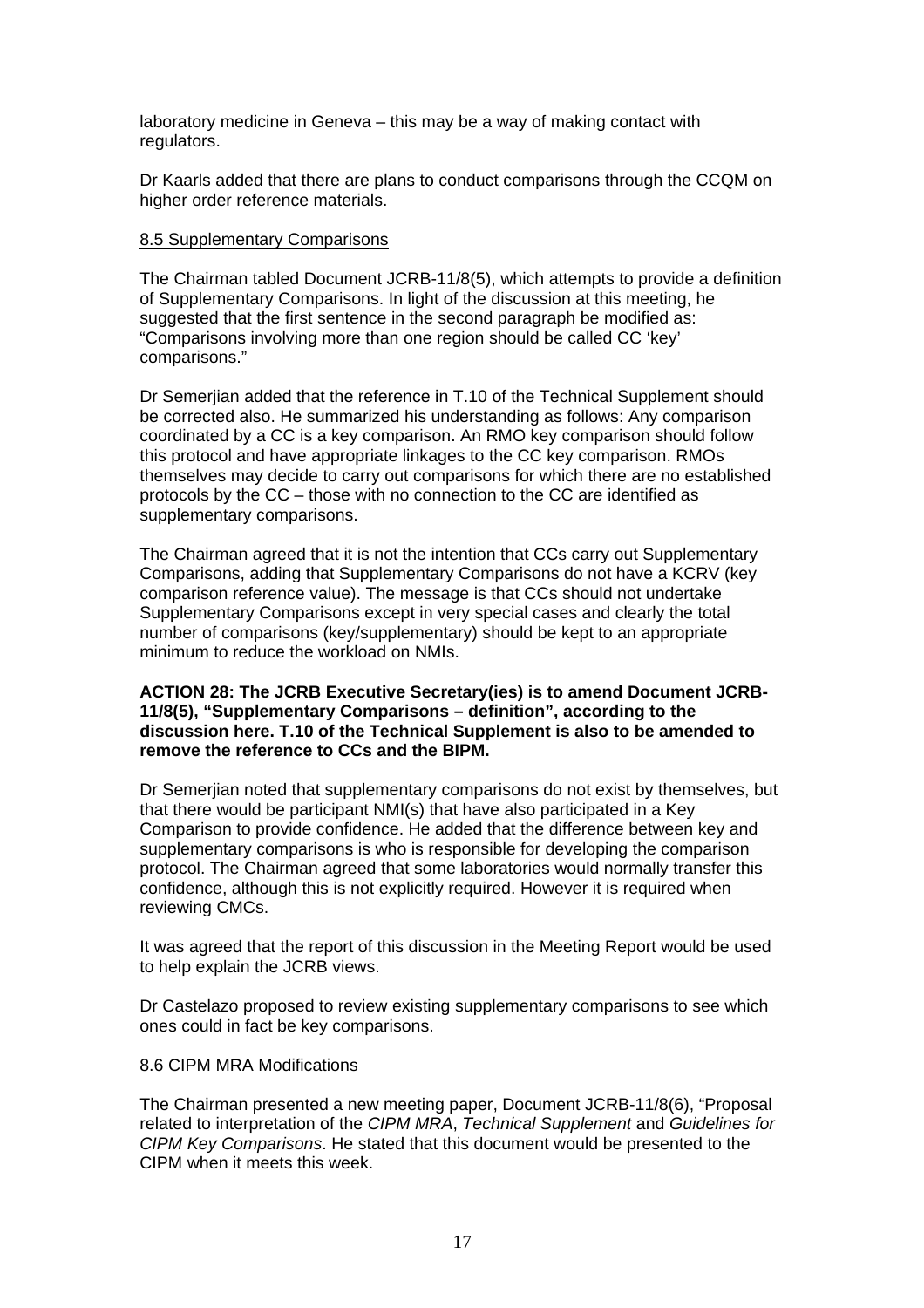laboratory medicine in Geneva – this may be a way of making contact with regulators.

Dr Kaarls added that there are plans to conduct comparisons through the CCQM on higher order reference materials.

8.5 Supplementary Comparisons

The Chairman tabled Document JCRB-11/8(5), which attempts to provide a definition of Supplementary Comparisons. In light of the discussion at this meeting, he suggested that the first sentence in the second paragraph be modified as: "Comparisons involving more than one region should be called CC 'key' comparisons."

Dr Semerjian added that the reference in T.10 of the Technical Supplement should be corrected also. He summarized his understanding as follows: Any comparison coordinated by a CC is a key comparison. An RMO key comparison should follow this protocol and have appropriate linkages to the CC key comparison. RMOs themselves may decide to carry out comparisons for which there are no established protocols by the CC – those with no connection to the CC are identified as supplementary comparisons.

The Chairman agreed that it is not the intention that CCs carry out Supplementary Comparisons, adding that Supplementary Comparisons do not have a KCRV (key comparison reference value). The message is that CCs should not undertake Supplementary Comparisons except in very special cases and clearly the total number of comparisons (key/supplementary) should be kept to an appropriate minimum to reduce the workload on NMIs.

**ACTION 28: The JCRB Executive Secretary(ies) is to amend Document JCRB-11/8(5), "Supplementary Comparisons – definition", according to the discussion here. T.10 of the Technical Supplement is also to be amended to remove the reference to CCs and the BIPM.**

Dr Semerjian noted that supplementary comparisons do not exist by themselves, but that there would be participant NMI(s) that have also participated in a Key Comparison to provide confidence. He added that the difference between key and supplementary comparisons is who is responsible for developing the comparison protocol. The Chairman agreed that some laboratories would normally transfer this confidence, although this is not explicitly required. However it is required when reviewing CMCs.

It was agreed that the report of this discussion in the Meeting Report would be used to help explain the JCRB views.

Dr Castelazo proposed to review existing supplementary comparisons to see which ones could in fact be key comparisons.

8.6 CIPM MRA Modifications

The Chairman presented a new meeting paper, Document JCRB-11/8(6), "Proposal related to interpretation of the *CIPM MRA*, *Technical Supplement* and *Guidelines for CIPM Key Comparisons*. He stated that this document would be presented to the CIPM when it meets this week.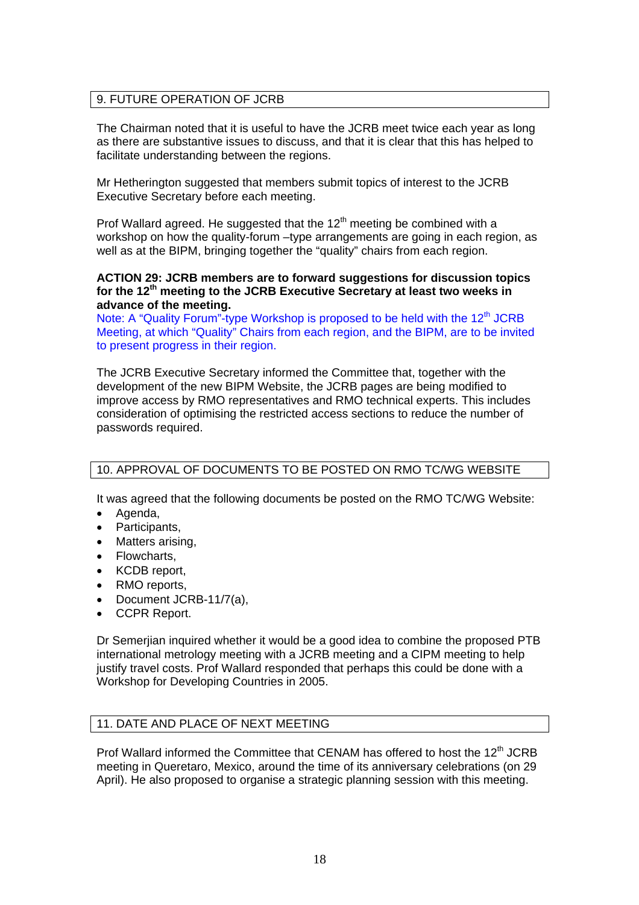## 9. FUTURE OPERATION OF JCRB

The Chairman noted that it is useful to have the JCRB meet twice each year as long as there are substantive issues to discuss, and that it is clear that this has helped to facilitate understanding between the regions.

Mr Hetherington suggested that members submit topics of interest to the JCRB Executive Secretary before each meeting.

Prof Wallard agreed. He suggested that the 12th meeting be combined with a workshop on how the quality-forum –type arrangements are going in each region, as well as at the BIPM, bringing together the “quality” chairs from each region.

**ACTION 29: JCRB members are to forward suggestions for discussion topics for the 12th meeting to the JCRB Executive Secretary at least two weeks in advance of the meeting.**
Note: A “Quality Forum”-type Workshop is proposed to be held with the 12th JCRB Meeting, at which “Quality” Chairs from each region, and the BIPM, are to be invited to present progress in their region.

The JCRB Executive Secretary informed the Committee that, together with the development of the new BIPM Website, the JCRB pages are being modified to improve access by RMO representatives and RMO technical experts. This includes consideration of optimising the restricted access sections to reduce the number of passwords required.

## 10. APPROVAL OF DOCUMENTS TO BE POSTED ON RMO TC/WG WEBSITE

It was agreed that the following documents be posted on the RMO TC/WG Website:

- Agenda,
- Participants,
- Matters arising,
- Flowcharts,
- KCDB report,
- RMO reports,
- Document JCRB-11/7(a),
- CCPR Report.

Dr Semerjian inquired whether it would be a good idea to combine the proposed PTB international metrology meeting with a JCRB meeting and a CIPM meeting to help justify travel costs. Prof Wallard responded that perhaps this could be done with a Workshop for Developing Countries in 2005.

## 11. DATE AND PLACE OF NEXT MEETING

Prof Wallard informed the Committee that CENAM has offered to host the 12th JCRB meeting in Queretaro, Mexico, around the time of its anniversary celebrations (on 29 April). He also proposed to organise a strategic planning session with this meeting.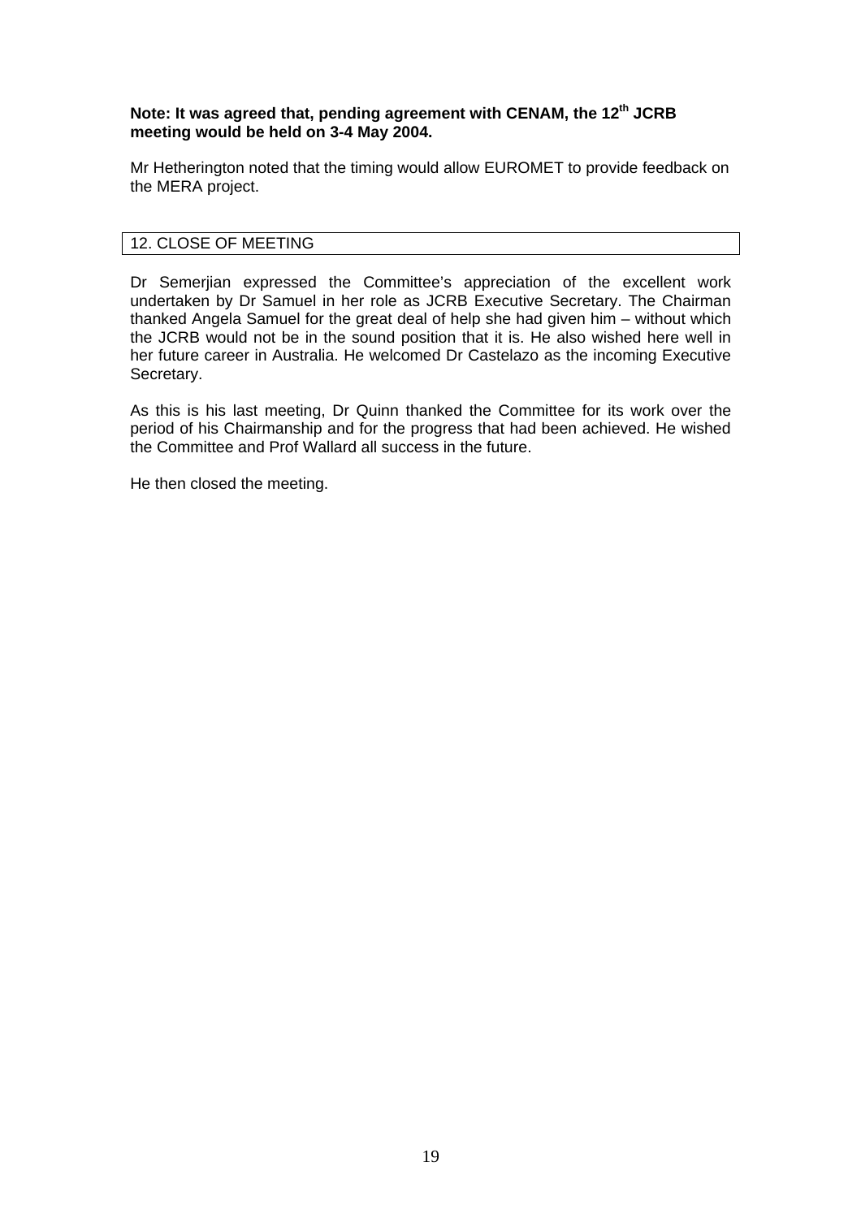**Note: It was agreed that, pending agreement with CENAM, the 12th JCRB meeting would be held on 3-4 May 2004.**

Mr Hetherington noted that the timing would allow EUROMET to provide feedback on the MERA project.

## 12. CLOSE OF MEETING

Dr Semerjian expressed the Committee's appreciation of the excellent work undertaken by Dr Samuel in her role as JCRB Executive Secretary. The Chairman thanked Angela Samuel for the great deal of help she had given him – without which the JCRB would not be in the sound position that it is. He also wished here well in her future career in Australia. He welcomed Dr Castelazo as the incoming Executive Secretary.

As this is his last meeting, Dr Quinn thanked the Committee for its work over the period of his Chairmanship and for the progress that had been achieved. He wished the Committee and Prof Wallard all success in the future.

He then closed the meeting.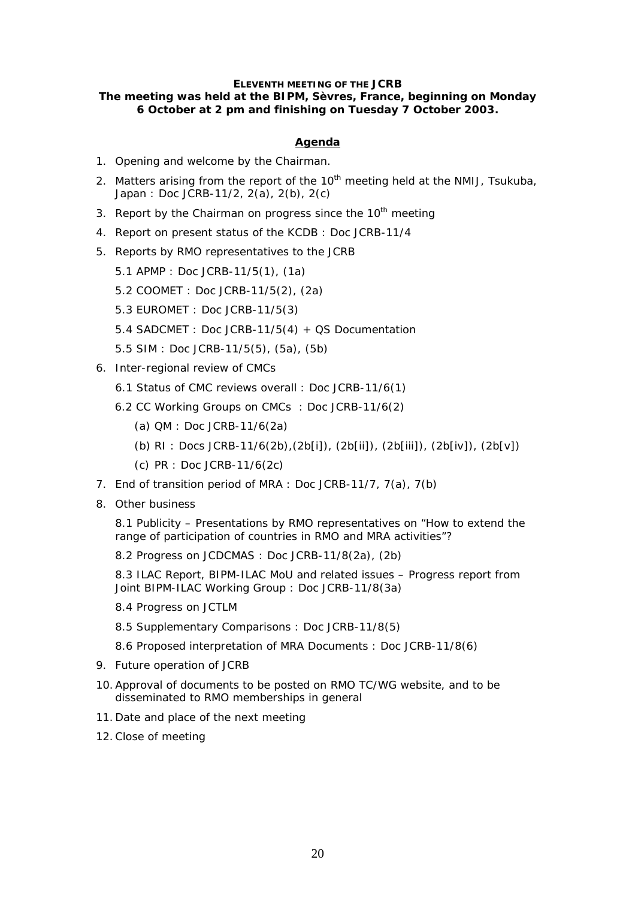**ELEVENTH MEETING OF THE JCRB**

**The meeting was held at the BIPM, Sèvres, France, beginning on Monday 6 October at 2 pm and finishing on Tuesday 7 October 2003.**

## Agenda

1. Opening and welcome by the Chairman.
2. Matters arising from the report of the 10th meeting held at the NMIJ, Tsukuba, Japan : Doc JCRB-11/2, 2(a), 2(b), 2(c)
3. Report by the Chairman on progress since the 10th meeting
4. Report on present status of the KCDB : Doc JCRB-11/4
5. Reports by RMO representatives to the JCRB

   5.1 APMP : Doc JCRB-11/5(1), (1a)

   5.2 COOMET : Doc JCRB-11/5(2), (2a)

   5.3 EUROMET : Doc JCRB-11/5(3)

   5.4 SADCMET : Doc JCRB-11/5(4) + QS Documentation

   5.5 SIM : Doc JCRB-11/5(5), (5a), (5b)
6. Inter-regional review of CMCs

   6.1 Status of CMC reviews overall : Doc JCRB-11/6(1)

   6.2 CC Working Groups on CMCs : Doc JCRB-11/6(2)

   (a) QM : Doc JCRB-11/6(2a)

   (b) RI : Docs JCRB-11/6(2b),(2b[i]), (2b[ii]), (2b[iii]), (2b[iv]), (2b[v])

   (c) PR : Doc JCRB-11/6(2c)
7. End of transition period of MRA : Doc JCRB-11/7, 7(a), 7(b)
8. Other business

   8.1 Publicity – Presentations by RMO representatives on "How to extend the range of participation of countries in RMO and MRA activities"?

   8.2 Progress on JCDCMAS : Doc JCRB-11/8(2a), (2b)

   8.3 ILAC Report, BIPM-ILAC MoU and related issues – Progress report from Joint BIPM-ILAC Working Group : Doc JCRB-11/8(3a)

   8.4 Progress on JCTLM

   8.5 Supplementary Comparisons : Doc JCRB-11/8(5)

   8.6 Proposed interpretation of MRA Documents : Doc JCRB-11/8(6)
9. Future operation of JCRB
10. Approval of documents to be posted on RMO TC/WG website, and to be disseminated to RMO memberships in general
11. Date and place of the next meeting
12. Close of meeting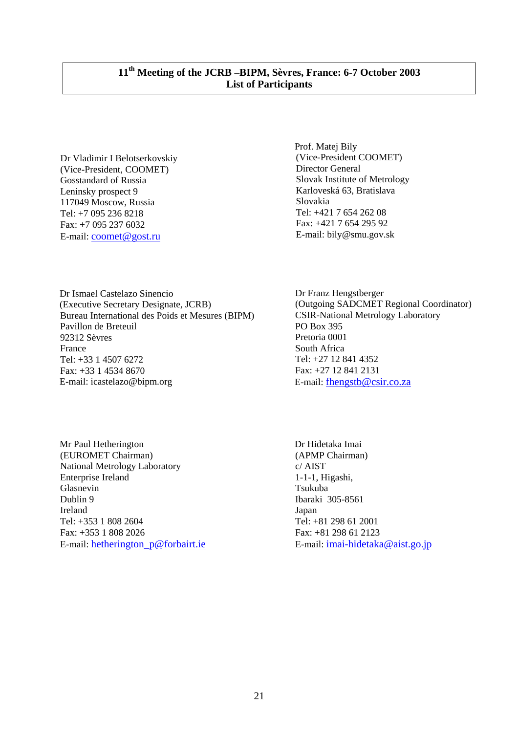# 11th Meeting of the JCRB –BIPM, Sèvres, France: 6-7 October 2003
## List of Participants

Dr Vladimir I Belotserkovskiy
(Vice-President, COOMET)
Gosstandard of Russia
Leninsky prospect 9
117049 Moscow, Russia
Tel: +7 095 236 8218
Fax: +7 095 237 6032
E-mail: coomet@gost.ru

Prof. Matej Bily
(Vice-President COOMET)
Director General
Slovak Institute of Metrology
Karloveská 63, Bratislava
Slovakia
Tel: +421 7 654 262 08
Fax: +421 7 654 295 92
E-mail: bily@smu.gov.sk

Dr Ismael Castelazo Sinencio
(Executive Secretary Designate, JCRB)
Bureau International des Poids et Mesures (BIPM)
Pavillon de Breteuil
92312 Sèvres
France
Tel: +33 1 4507 6272
Fax: +33 1 4534 8670
E-mail: icastelazo@bipm.org

Dr Franz Hengstberger
(Outgoing SADCMET Regional Coordinator)
CSIR-National Metrology Laboratory
PO Box 395
Pretoria 0001
South Africa
Tel: +27 12 841 4352
Fax: +27 12 841 2131
E-mail: fhengstb@csir.co.za

Mr Paul Hetherington
(EUROMET Chairman)
National Metrology Laboratory
Enterprise Ireland
Glasnevin
Dublin 9
Ireland
Tel: +353 1 808 2604
Fax: +353 1 808 2026
E-mail: hetherington_p@forbairt.ie

Dr Hidetaka Imai
(APMP Chairman)
c/ AIST
1-1-1, Higashi,
Tsukuba
Ibaraki 305-8561
Japan
Tel: +81 298 61 2001
Fax: +81 298 61 2123
E-mail: imai-hidetaka@aist.go.jp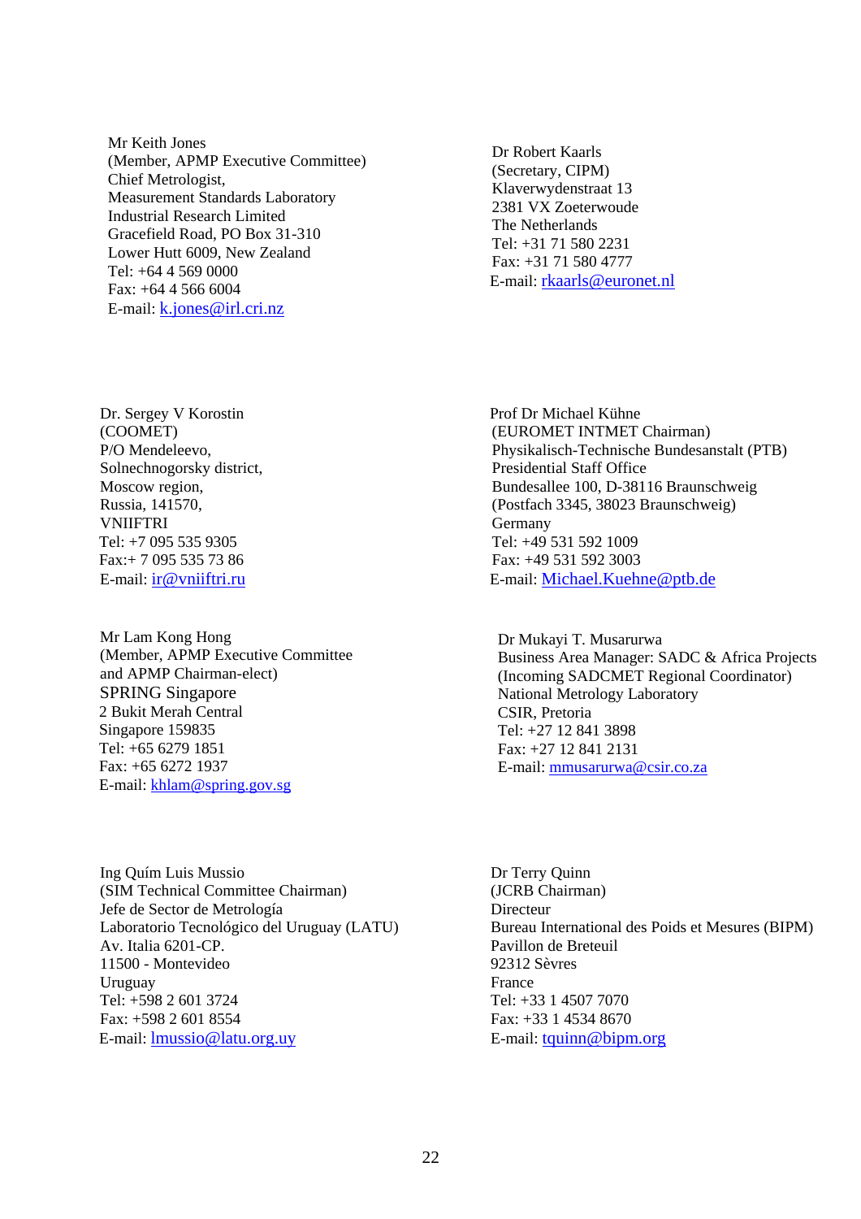Mr Keith Jones
(Member, APMP Executive Committee)
Chief Metrologist,
Measurement Standards Laboratory
Industrial Research Limited
Gracefield Road, PO Box 31-310
Lower Hutt 6009, New Zealand
Tel: +64 4 569 0000
Fax: +64 4 566 6004
E-mail: k.jones@irl.cri.nz

Dr Robert Kaarls
(Secretary, CIPM)
Klaverwydenstraat 13
2381 VX Zoeterwoude
The Netherlands
Tel: +31 71 580 2231
Fax: +31 71 580 4777
E-mail: rkaarls@euronet.nl

Dr. Sergey V Korostin
(COOMET)
P/O Mendeleevo,
Solnechnogorsky district,
Moscow region,
Russia, 141570,
VNIIFTRI
Tel: +7 095 535 9305
Fax:+ 7 095 535 73 86
E-mail: ir@vniiftri.ru

Prof Dr Michael Kühne
(EUROMET INTMET Chairman)
Physikalisch-Technische Bundesanstalt (PTB)
Presidential Staff Office
Bundesallee 100, D-38116 Braunschweig
(Postfach 3345, 38023 Braunschweig)
Germany
Tel: +49 531 592 1009
Fax: +49 531 592 3003
E-mail: Michael.Kuehne@ptb.de

Mr Lam Kong Hong
(Member, APMP Executive Committee
and APMP Chairman-elect)
SPRING Singapore
2 Bukit Merah Central
Singapore 159835
Tel: +65 6279 1851
Fax: +65 6272 1937
E-mail: khlam@spring.gov.sg

Dr Mukayi T. Musarurwa
Business Area Manager: SADC & Africa Projects
(Incoming SADCMET Regional Coordinator)
National Metrology Laboratory
CSIR, Pretoria
Tel: +27 12 841 3898
Fax: +27 12 841 2131
E-mail: mmusarurwa@csir.co.za

Ing Quím Luis Mussio
(SIM Technical Committee Chairman)
Jefe de Sector de Metrología
Laboratorio Tecnológico del Uruguay (LATU)
Av. Italia 6201-CP.
11500 - Montevideo
Uruguay
Tel: +598 2 601 3724
Fax: +598 2 601 8554
E-mail: lmussio@latu.org.uy

Dr Terry Quinn
(JCRB Chairman)
Directeur
Bureau International des Poids et Mesures (BIPM)
Pavillon de Breteuil
92312 Sèvres
France
Tel: +33 1 4507 7070
Fax: +33 1 4534 8670
E-mail: tquinn@bipm.org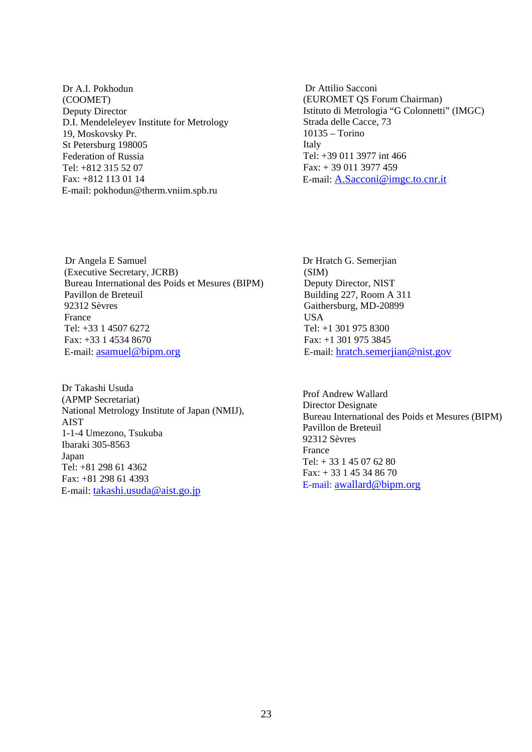Dr A.I. Pokhodun
(COOMET)
Deputy Director
D.I. Mendeleleyev Institute for Metrology
19, Moskovsky Pr.
St Petersburg 198005
Federation of Russia
Tel: +812 315 52 07
Fax: +812 113 01 14
E-mail: pokhodun@therm.vniim.spb.ru

Dr Attilio Sacconi
(EUROMET QS Forum Chairman)
Istituto di Metrologia “G Colonnetti” (IMGC)
Strada delle Cacce, 73
10135 – Torino
Italy
Tel: +39 011 3977 int 466
Fax: + 39 011 3977 459
E-mail: A.Sacconi@imgc.to.cnr.it

Dr Angela E Samuel
(Executive Secretary, JCRB)
Bureau International des Poids et Mesures (BIPM)
Pavillon de Breteuil
92312 Sèvres
France
Tel: +33 1 4507 6272
Fax: +33 1 4534 8670
E-mail: asamuel@bipm.org

Dr Hratch G. Semerjian
(SIM)
Deputy Director, NIST
Building 227, Room A 311
Gaithersburg, MD-20899
USA
Tel: +1 301 975 8300
Fax: +1 301 975 3845
E-mail: hratch.semerjian@nist.gov

Dr Takashi Usuda
(APMP Secretariat)
National Metrology Institute of Japan (NMIJ), AIST
1-1-4 Umezono, Tsukuba
Ibaraki 305-8563
Japan
Tel: +81 298 61 4362
Fax: +81 298 61 4393
E-mail: takashi.usuda@aist.go.jp

Prof Andrew Wallard
Director Designate
Bureau International des Poids et Mesures (BIPM)
Pavillon de Breteuil
92312 Sèvres
France
Tel: + 33 1 45 07 62 80
Fax: + 33 1 45 34 86 70
E-mail: awallard@bipm.org